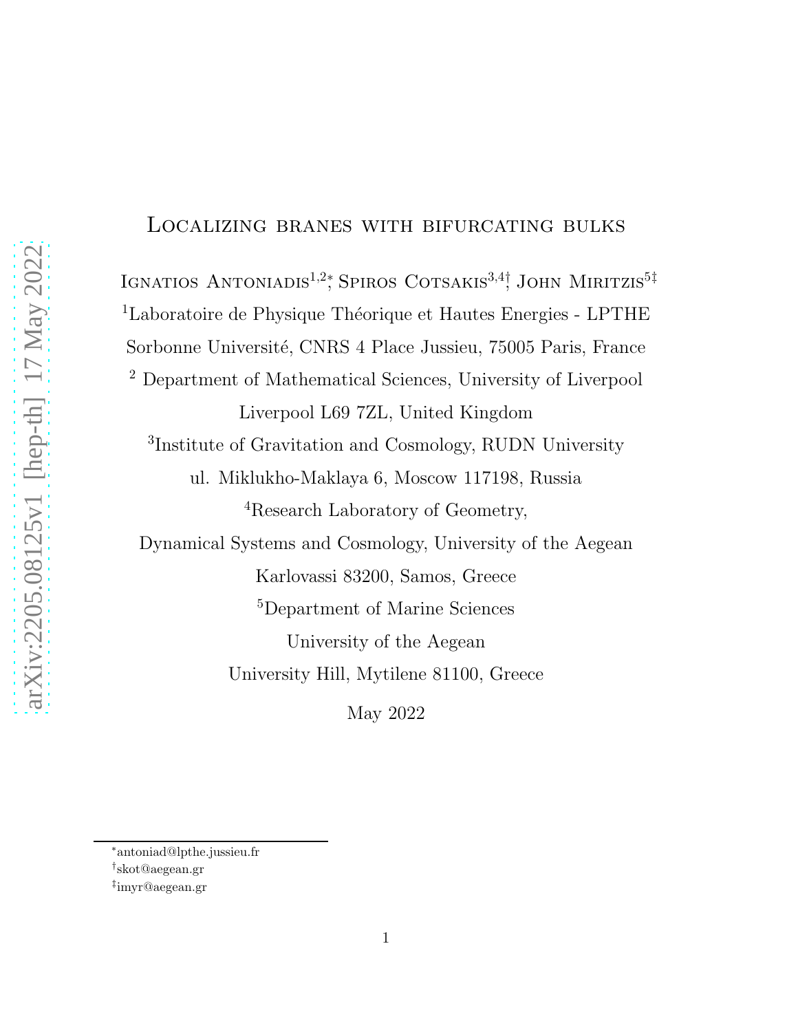# Localizing branes with bifurcating bulks

Ignatios Antoniadis[1,2]*, Spiros Cotsakis[3,4]†, John Miritzis[5]‡

[1]Laboratoire de Physique Théorique et Hautes Energies - LPTHE

Sorbonne Université, CNRS 4 Place Jussieu, 75005 Paris, France

[2] Department of Mathematical Sciences, University of Liverpool

Liverpool L69 7ZL, United Kingdom

[3]Institute of Gravitation and Cosmology, RUDN University

ul. Miklukho-Maklaya 6, Moscow 117198, Russia

[4]Research Laboratory of Geometry,

Dynamical Systems and Cosmology, University of the Aegean

Karlovassi 83200, Samos, Greece

[5]Department of Marine Sciences

University of the Aegean

University Hill, Mytilene 81100, Greece

May 2022

---

*antoniad@lpthe.jussieu.fr

†skot@aegean.gr

‡imyr@aegean.gr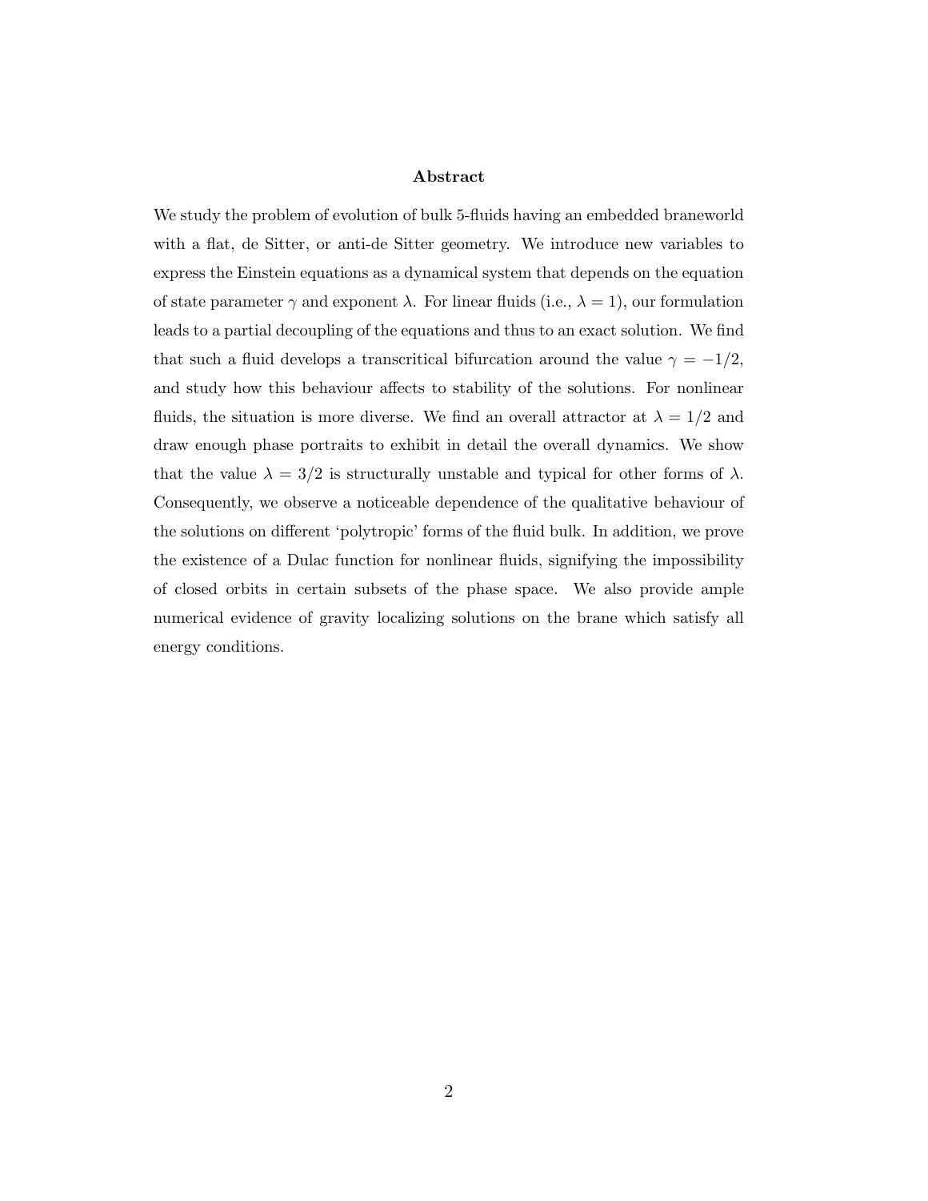## Abstract

We study the problem of evolution of bulk 5-fluids having an embedded braneworld with a flat, de Sitter, or anti-de Sitter geometry. We introduce new variables to express the Einstein equations as a dynamical system that depends on the equation of state parameter $\gamma$ and exponent $\lambda$. For linear fluids (i.e., $\lambda = 1$), our formulation leads to a partial decoupling of the equations and thus to an exact solution. We find that such a fluid develops a transcritical bifurcation around the value $\gamma = -1/2$, and study how this behaviour affects to stability of the solutions. For nonlinear fluids, the situation is more diverse. We find an overall attractor at $\lambda = 1/2$ and draw enough phase portraits to exhibit in detail the overall dynamics. We show that the value $\lambda = 3/2$ is structurally unstable and typical for other forms of $\lambda$. Consequently, we observe a noticeable dependence of the qualitative behaviour of the solutions on different 'polytropic' forms of the fluid bulk. In addition, we prove the existence of a Dulac function for nonlinear fluids, signifying the impossibility of closed orbits in certain subsets of the phase space. We also provide ample numerical evidence of gravity localizing solutions on the brane which satisfy all energy conditions.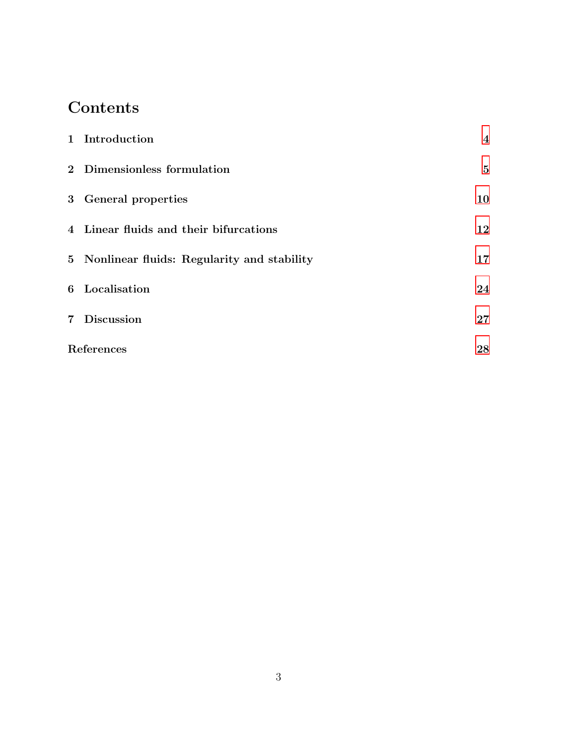# Contents

1 Introduction 4

2 Dimensionless formulation 5

3 General properties 10

4 Linear fluids and their bifurcations 12

5 Nonlinear fluids: Regularity and stability 17

6 Localisation 24

7 Discussion 27

References 28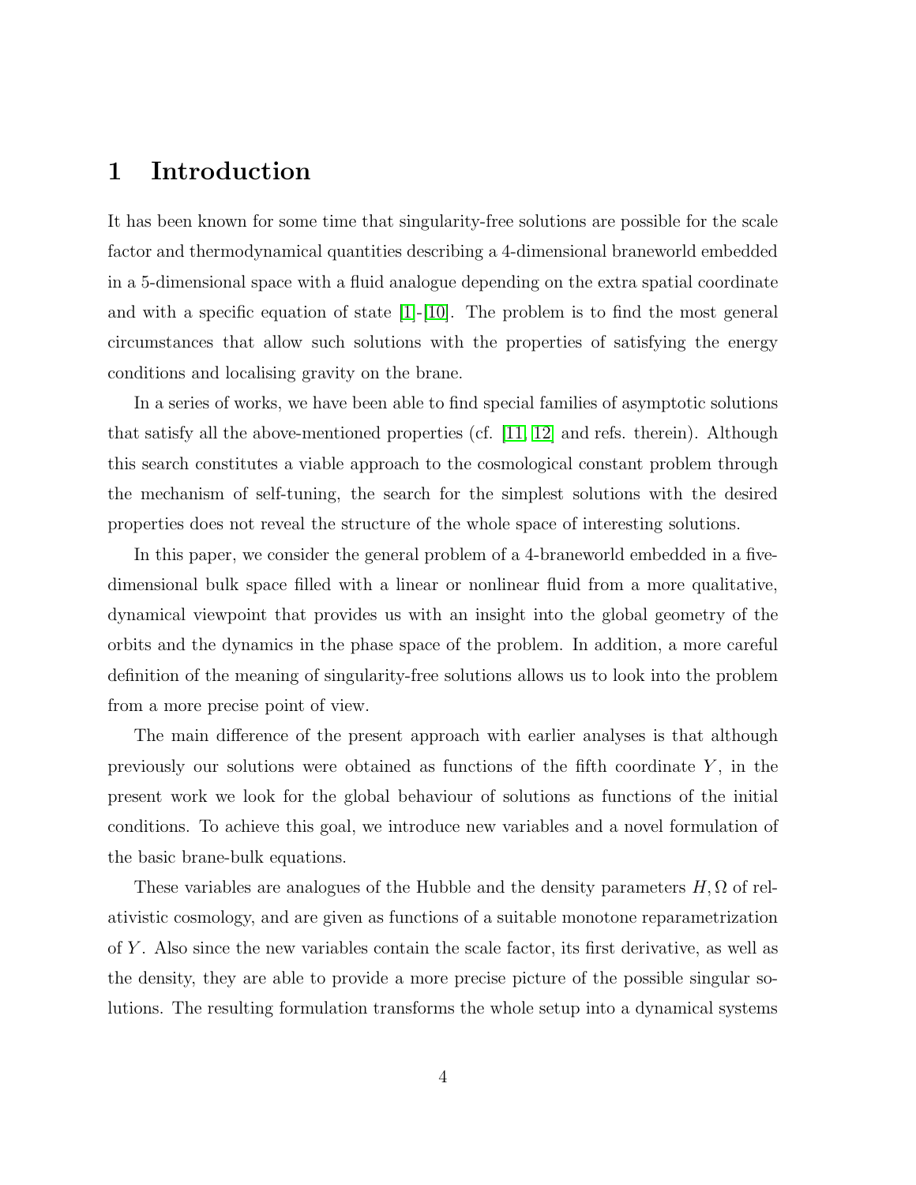# 1 Introduction

It has been known for some time that singularity-free solutions are possible for the scale factor and thermodynamical quantities describing a 4-dimensional braneworld embedded in a 5-dimensional space with a fluid analogue depending on the extra spatial coordinate and with a specific equation of state [1]-[10]. The problem is to find the most general circumstances that allow such solutions with the properties of satisfying the energy conditions and localising gravity on the brane.

In a series of works, we have been able to find special families of asymptotic solutions that satisfy all the above-mentioned properties (cf. [11, 12] and refs. therein). Although this search constitutes a viable approach to the cosmological constant problem through the mechanism of self-tuning, the search for the simplest solutions with the desired properties does not reveal the structure of the whole space of interesting solutions.

In this paper, we consider the general problem of a 4-braneworld embedded in a five-dimensional bulk space filled with a linear or nonlinear fluid from a more qualitative, dynamical viewpoint that provides us with an insight into the global geometry of the orbits and the dynamics in the phase space of the problem. In addition, a more careful definition of the meaning of singularity-free solutions allows us to look into the problem from a more precise point of view.

The main difference of the present approach with earlier analyses is that although previously our solutions were obtained as functions of the fifth coordinate $Y$, in the present work we look for the global behaviour of solutions as functions of the initial conditions. To achieve this goal, we introduce new variables and a novel formulation of the basic brane-bulk equations.

These variables are analogues of the Hubble and the density parameters $H, \Omega$ of relativistic cosmology, and are given as functions of a suitable monotone reparametrization of $Y$. Also since the new variables contain the scale factor, its first derivative, as well as the density, they are able to provide a more precise picture of the possible singular solutions. The resulting formulation transforms the whole setup into a dynamical systems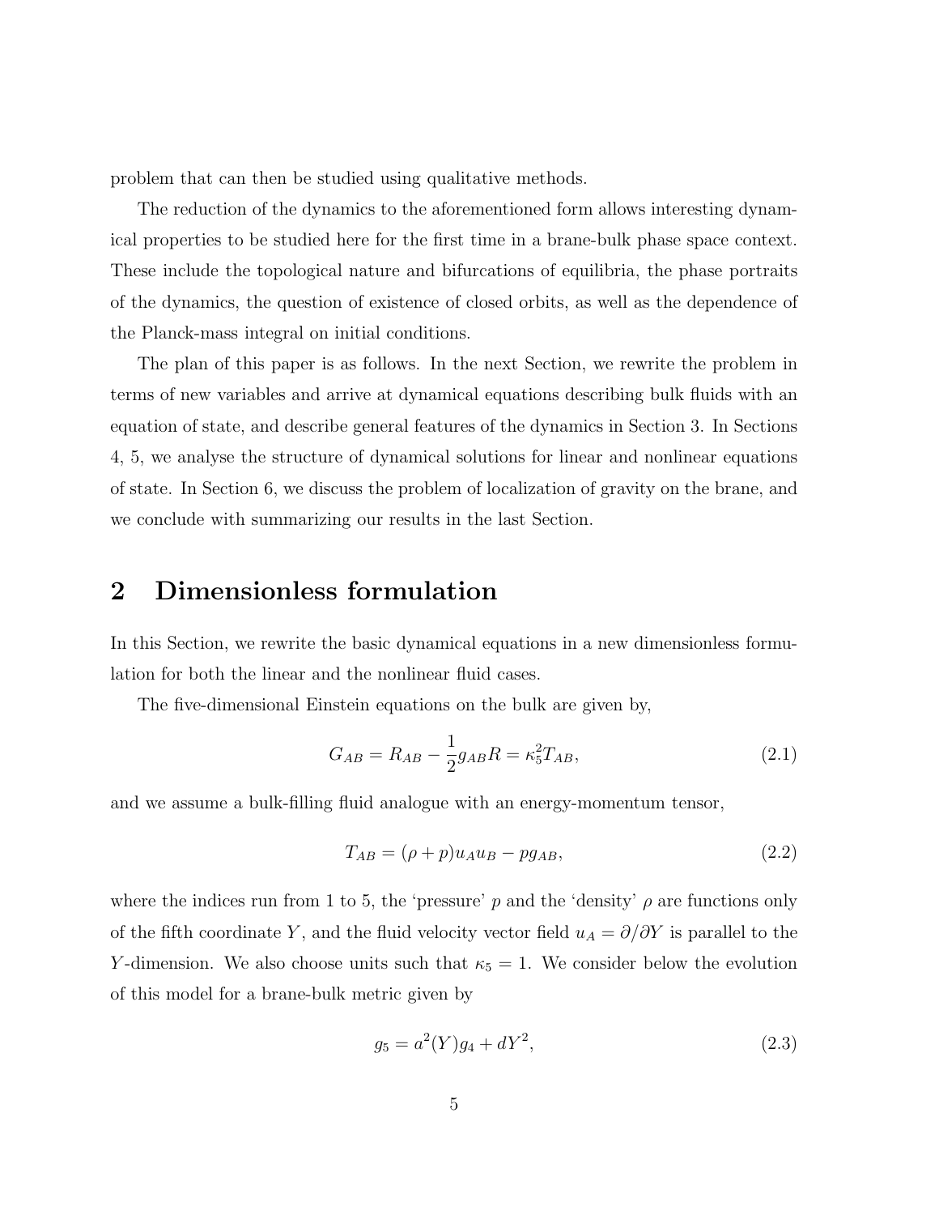problem that can then be studied using qualitative methods.

The reduction of the dynamics to the aforementioned form allows interesting dynamical properties to be studied here for the first time in a brane-bulk phase space context. These include the topological nature and bifurcations of equilibria, the phase portraits of the dynamics, the question of existence of closed orbits, as well as the dependence of the Planck-mass integral on initial conditions.

The plan of this paper is as follows. In the next Section, we rewrite the problem in terms of new variables and arrive at dynamical equations describing bulk fluids with an equation of state, and describe general features of the dynamics in Section 3. In Sections 4, 5, we analyse the structure of dynamical solutions for linear and nonlinear equations of state. In Section 6, we discuss the problem of localization of gravity on the brane, and we conclude with summarizing our results in the last Section.

## 2 Dimensionless formulation

In this Section, we rewrite the basic dynamical equations in a new dimensionless formulation for both the linear and the nonlinear fluid cases.

The five-dimensional Einstein equations on the bulk are given by,

$$G_{AB} = R_{AB} - \frac{1}{2} g_{AB} R = \kappa_5^2 T_{AB}, \tag{2.1}$$

and we assume a bulk-filling fluid analogue with an energy-momentum tensor,

$$T_{AB} = (\rho + p) u_A u_B - p g_{AB}, \tag{2.2}$$

where the indices run from 1 to 5, the 'pressure' $p$ and the 'density' $\rho$ are functions only of the fifth coordinate $Y$, and the fluid velocity vector field $u_A = \partial/\partial Y$ is parallel to the $Y$-dimension. We also choose units such that $\kappa_5 = 1$. We consider below the evolution of this model for a brane-bulk metric given by

$$g_5 = a^2(Y) g_4 + dY^2, \tag{2.3}$$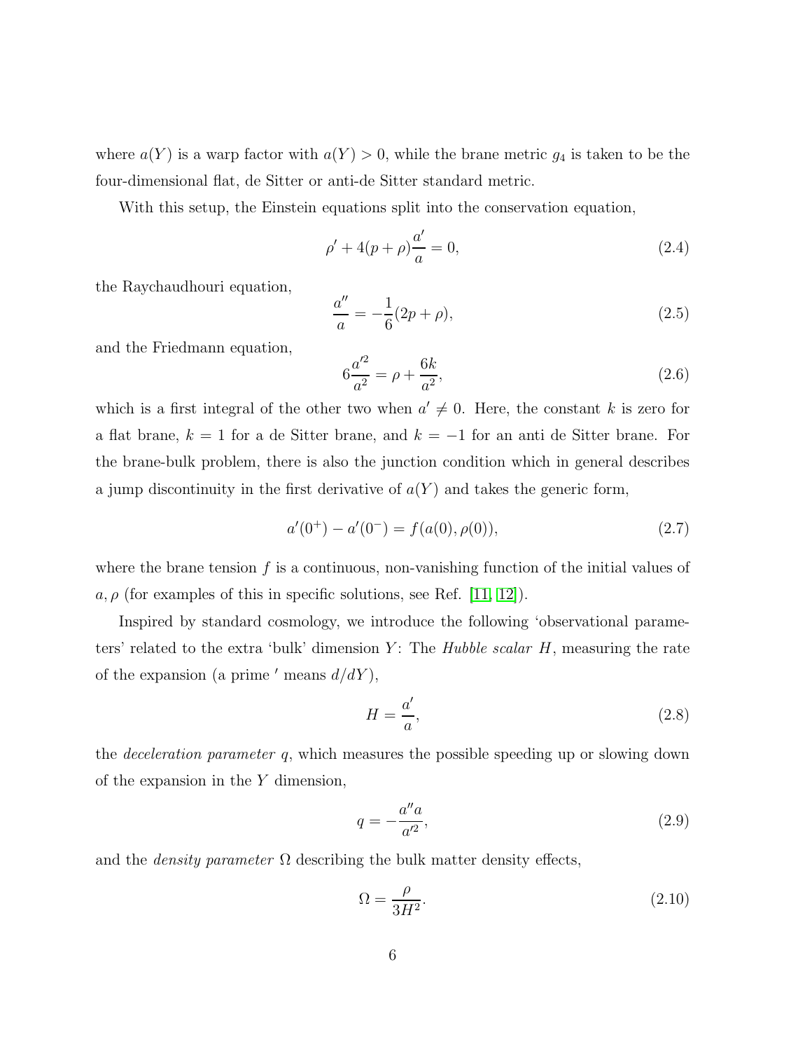where $a(Y)$ is a warp factor with $a(Y) > 0$, while the brane metric $g_4$ is taken to be the four-dimensional flat, de Sitter or anti-de Sitter standard metric.

With this setup, the Einstein equations split into the conservation equation,

$$\rho' + 4(p+\rho)\frac{a'}{a} = 0, \tag{2.4}$$

the Raychaudhouri equation,

$$\frac{a''}{a} = -\frac{1}{6}(2p+\rho), \tag{2.5}$$

and the Friedmann equation,

$$6\frac{a'^2}{a^2} = \rho + \frac{6k}{a^2}, \tag{2.6}$$

which is a first integral of the other two when $a' \neq 0$. Here, the constant $k$ is zero for a flat brane, $k = 1$ for a de Sitter brane, and $k = -1$ for an anti de Sitter brane. For the brane-bulk problem, there is also the junction condition which in general describes a jump discontinuity in the first derivative of $a(Y)$ and takes the generic form,

$$a'(0^+) - a'(0^-) = f(a(0), \rho(0)), \tag{2.7}$$

where the brane tension $f$ is a continuous, non-vanishing function of the initial values of $a, \rho$ (for examples of this in specific solutions, see Ref. [11, 12]).

Inspired by standard cosmology, we introduce the following 'observational parameters' related to the extra 'bulk' dimension $Y$: The *Hubble scalar* $H$, measuring the rate of the expansion (a prime $'$ means $d/dY$),

$$H = \frac{a'}{a}, \tag{2.8}$$

the *deceleration parameter* $q$, which measures the possible speeding up or slowing down of the expansion in the $Y$ dimension,

$$q = -\frac{a''a}{a'^2}, \tag{2.9}$$

and the *density parameter* $\Omega$ describing the bulk matter density effects,

$$\Omega = \frac{\rho}{3H^2}. \tag{2.10}$$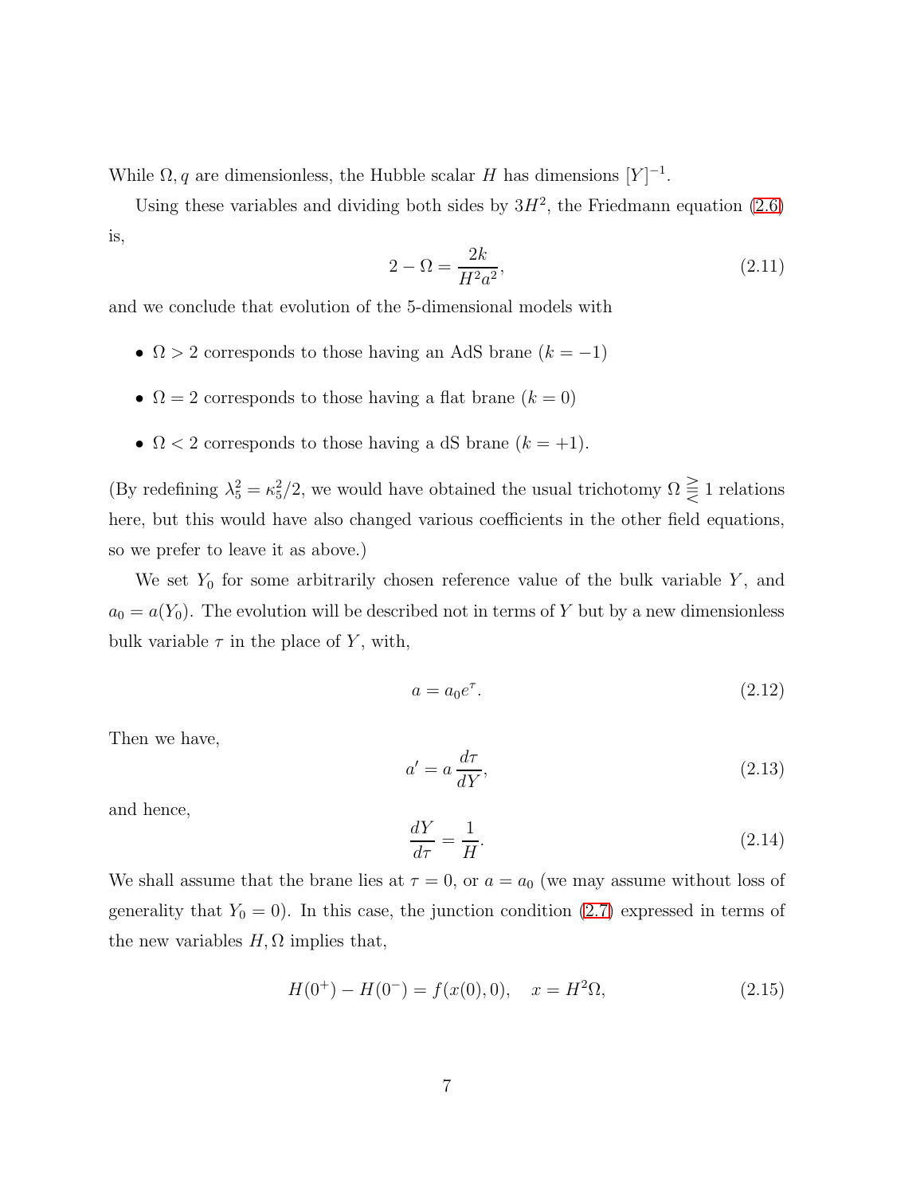While $\Omega, q$ are dimensionless, the Hubble scalar $H$ has dimensions $[Y]^{-1}$.

Using these variables and dividing both sides by $3H^2$, the Friedmann equation (2.6) is,

$$2 - \Omega = \frac{2k}{H^2 a^2}, \tag{2.11}$$

and we conclude that evolution of the 5-dimensional models with

- $\Omega > 2$ corresponds to those having an AdS brane ($k = -1$)
- $\Omega = 2$ corresponds to those having a flat brane ($k = 0$)
- $\Omega < 2$ corresponds to those having a dS brane ($k = +1$).

(By redefining $\lambda_5^2 = \kappa_5^2/2$, we would have obtained the usual trichotomy $\Omega \gtreqless 1$ relations here, but this would have also changed various coefficients in the other field equations, so we prefer to leave it as above.)

We set $Y_0$ for some arbitrarily chosen reference value of the bulk variable $Y$, and $a_0 = a(Y_0)$. The evolution will be described not in terms of $Y$ but by a new dimensionless bulk variable $\tau$ in the place of $Y$, with,

$$a = a_0 e^{\tau}. \tag{2.12}$$

Then we have,

$$a' = a \, \frac{d\tau}{dY}, \tag{2.13}$$

and hence,

$$\frac{dY}{d\tau} = \frac{1}{H}. \tag{2.14}$$

We shall assume that the brane lies at $\tau = 0$, or $a = a_0$ (we may assume without loss of generality that $Y_0 = 0$). In this case, the junction condition (2.7) expressed in terms of the new variables $H, \Omega$ implies that,

$$H(0^+) - H(0^-) = f(x(0), 0), \quad x = H^2 \Omega, \tag{2.15}$$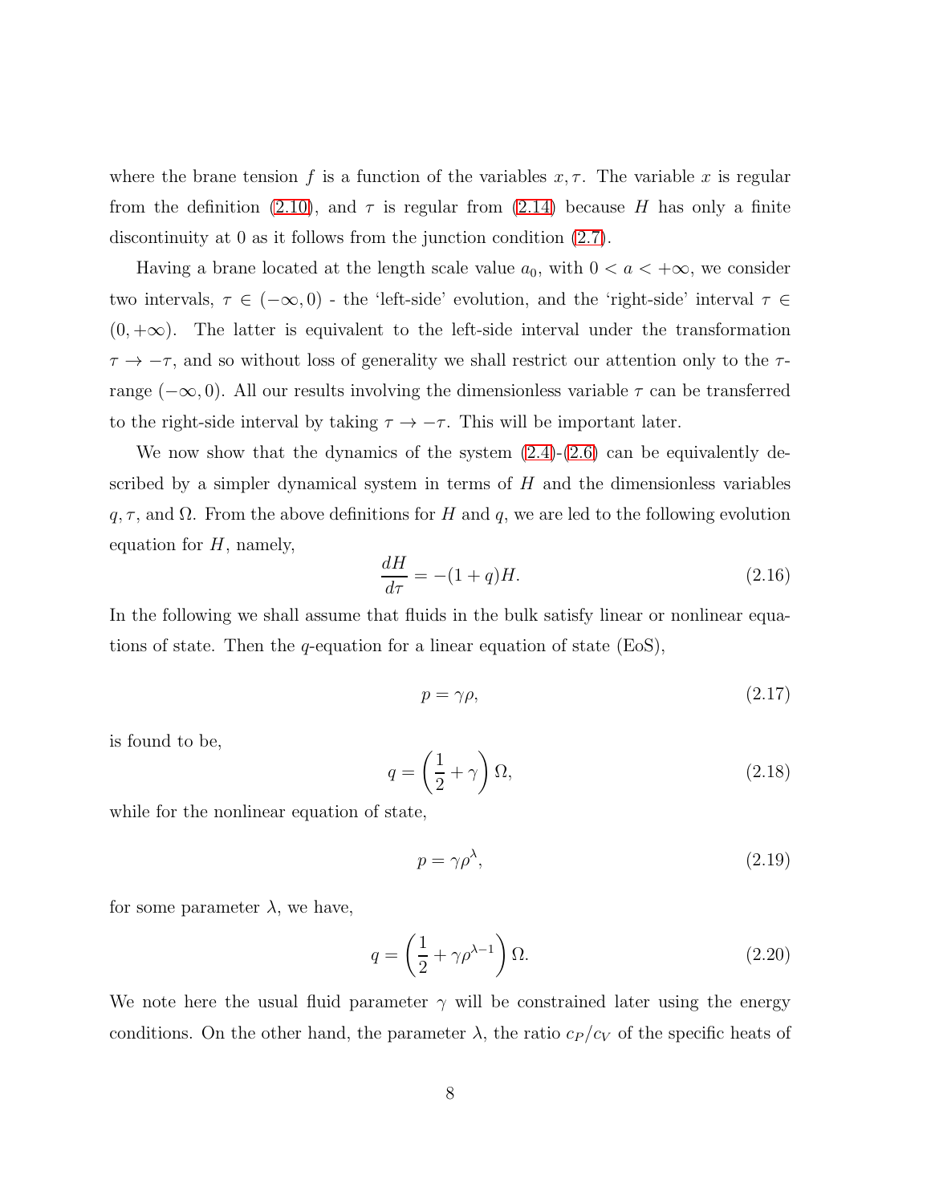where the brane tension $f$ is a function of the variables $x, \tau$. The variable $x$ is regular from the definition (2.10), and $\tau$ is regular from (2.14) because $H$ has only a finite discontinuity at 0 as it follows from the junction condition (2.7).

Having a brane located at the length scale value $a_0$, with $0 < a < +\infty$, we consider two intervals, $\tau \in (-\infty, 0)$ - the 'left-side' evolution, and the 'right-side' interval $\tau \in (0, +\infty)$. The latter is equivalent to the left-side interval under the transformation $\tau \to -\tau$, and so without loss of generality we shall restrict our attention only to the $\tau$-range $(-\infty, 0)$. All our results involving the dimensionless variable $\tau$ can be transferred to the right-side interval by taking $\tau \to -\tau$. This will be important later.

We now show that the dynamics of the system (2.4)-(2.6) can be equivalently described by a simpler dynamical system in terms of $H$ and the dimensionless variables $q, \tau$, and $\Omega$. From the above definitions for $H$ and $q$, we are led to the following evolution equation for $H$, namely,

$$\frac{dH}{d\tau} = -(1+q)H. \tag{2.16}$$

In the following we shall assume that fluids in the bulk satisfy linear or nonlinear equations of state. Then the $q$-equation for a linear equation of state (EoS),

$$p = \gamma \rho, \tag{2.17}$$

is found to be,

$$q = \left(\frac{1}{2} + \gamma\right)\Omega, \tag{2.18}$$

while for the nonlinear equation of state,

$$p = \gamma \rho^{\lambda}, \tag{2.19}$$

for some parameter $\lambda$, we have,

$$q = \left(\frac{1}{2} + \gamma \rho^{\lambda - 1}\right)\Omega. \tag{2.20}$$

We note here the usual fluid parameter $\gamma$ will be constrained later using the energy conditions. On the other hand, the parameter $\lambda$, the ratio $c_P/c_V$ of the specific heats of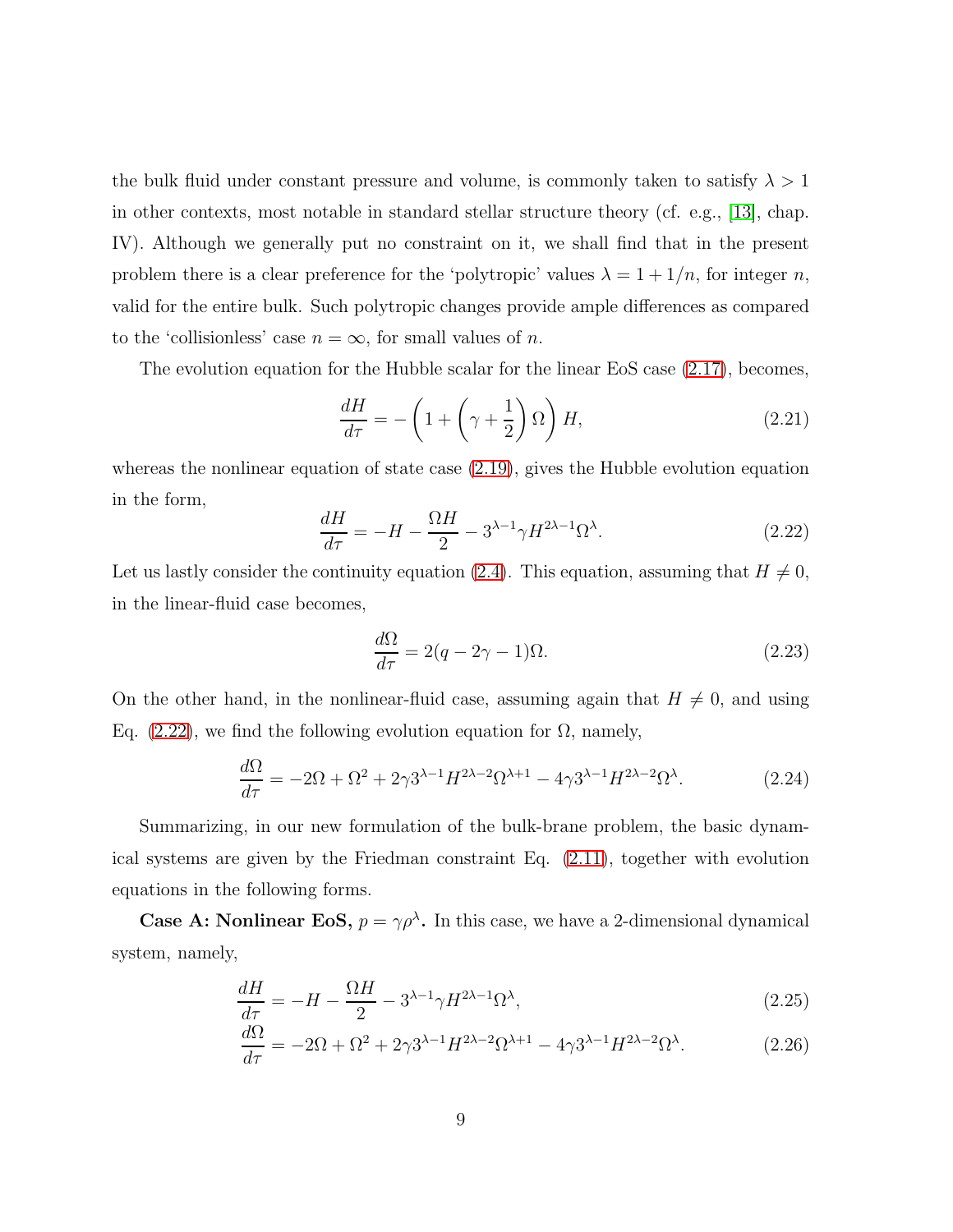the bulk fluid under constant pressure and volume, is commonly taken to satisfy $\lambda > 1$ in other contexts, most notable in standard stellar structure theory (cf. e.g., [13], chap. IV). Although we generally put no constraint on it, we shall find that in the present problem there is a clear preference for the 'polytropic' values $\lambda = 1 + 1/n$, for integer $n$, valid for the entire bulk. Such polytropic changes provide ample differences as compared to the 'collisionless' case $n = \infty$, for small values of $n$.

The evolution equation for the Hubble scalar for the linear EoS case (2.17), becomes,

$$\frac{dH}{d\tau} = -\left(1 + \left(\gamma + \frac{1}{2}\right)\Omega\right)H, \tag{2.21}$$

whereas the nonlinear equation of state case (2.19), gives the Hubble evolution equation in the form,

$$\frac{dH}{d\tau} = -H - \frac{\Omega H}{2} - 3^{\lambda-1}\gamma H^{2\lambda-1}\Omega^{\lambda}. \tag{2.22}$$

Let us lastly consider the continuity equation (2.4). This equation, assuming that $H \neq 0$, in the linear-fluid case becomes,

$$\frac{d\Omega}{d\tau} = 2(q - 2\gamma - 1)\Omega. \tag{2.23}$$

On the other hand, in the nonlinear-fluid case, assuming again that $H \neq 0$, and using Eq. (2.22), we find the following evolution equation for $\Omega$, namely,

$$\frac{d\Omega}{d\tau} = -2\Omega + \Omega^2 + 2\gamma 3^{\lambda-1}H^{2\lambda-2}\Omega^{\lambda+1} - 4\gamma 3^{\lambda-1}H^{2\lambda-2}\Omega^{\lambda}. \tag{2.24}$$

Summarizing, in our new formulation of the bulk-brane problem, the basic dynamical systems are given by the Friedman constraint Eq. (2.11), together with evolution equations in the following forms.

**Case A: Nonlinear EoS, $p = \gamma\rho^{\lambda}$.** In this case, we have a 2-dimensional dynamical system, namely,

$$\frac{dH}{d\tau} = -H - \frac{\Omega H}{2} - 3^{\lambda-1}\gamma H^{2\lambda-1}\Omega^{\lambda}, \tag{2.25}$$

$$\frac{d\Omega}{d\tau} = -2\Omega + \Omega^2 + 2\gamma 3^{\lambda-1}H^{2\lambda-2}\Omega^{\lambda+1} - 4\gamma 3^{\lambda-1}H^{2\lambda-2}\Omega^{\lambda}. \tag{2.26}$$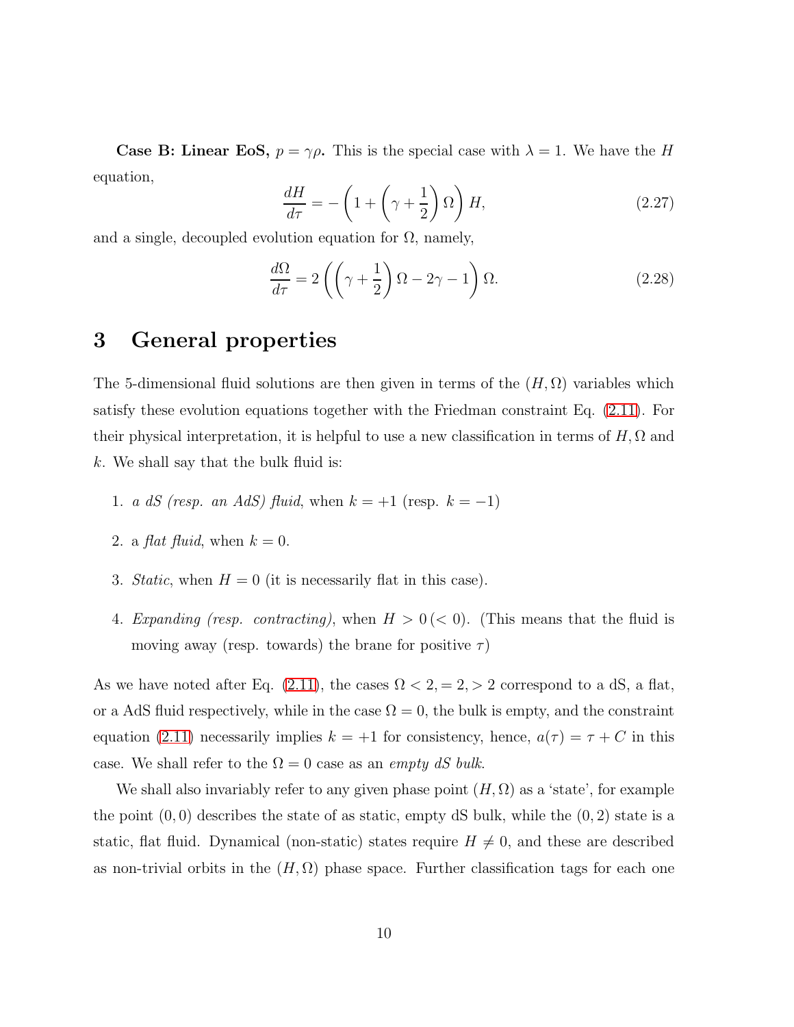**Case B: Linear EoS, $p = \gamma\rho$.** This is the special case with $\lambda = 1$. We have the $H$ equation,

$$\frac{dH}{d\tau} = -\left(1 + \left(\gamma + \frac{1}{2}\right)\Omega\right)H, \tag{2.27}$$

and a single, decoupled evolution equation for $\Omega$, namely,

$$\frac{d\Omega}{d\tau} = 2\left(\left(\gamma + \frac{1}{2}\right)\Omega - 2\gamma - 1\right)\Omega. \tag{2.28}$$

# 3 General properties

The 5-dimensional fluid solutions are then given in terms of the $(H, \Omega)$ variables which satisfy these evolution equations together with the Friedman constraint Eq. (2.11). For their physical interpretation, it is helpful to use a new classification in terms of $H, \Omega$ and $k$. We shall say that the bulk fluid is:

1. *a dS (resp. an AdS) fluid*, when $k = +1$ (resp. $k = -1$)
2. a *flat fluid*, when $k = 0$.
3. *Static*, when $H = 0$ (it is necessarily flat in this case).
4. *Expanding (resp. contracting)*, when $H > 0\,(< 0)$. (This means that the fluid is moving away (resp. towards) the brane for positive $\tau$)

As we have noted after Eq. (2.11), the cases $\Omega < 2, = 2, > 2$ correspond to a dS, a flat, or a AdS fluid respectively, while in the case $\Omega = 0$, the bulk is empty, and the constraint equation (2.11) necessarily implies $k = +1$ for consistency, hence, $a(\tau) = \tau + C$ in this case. We shall refer to the $\Omega = 0$ case as an *empty dS bulk*.

We shall also invariably refer to any given phase point $(H, \Omega)$ as a 'state', for example the point $(0, 0)$ describes the state of as static, empty dS bulk, while the $(0, 2)$ state is a static, flat fluid. Dynamical (non-static) states require $H \neq 0$, and these are described as non-trivial orbits in the $(H, \Omega)$ phase space. Further classification tags for each one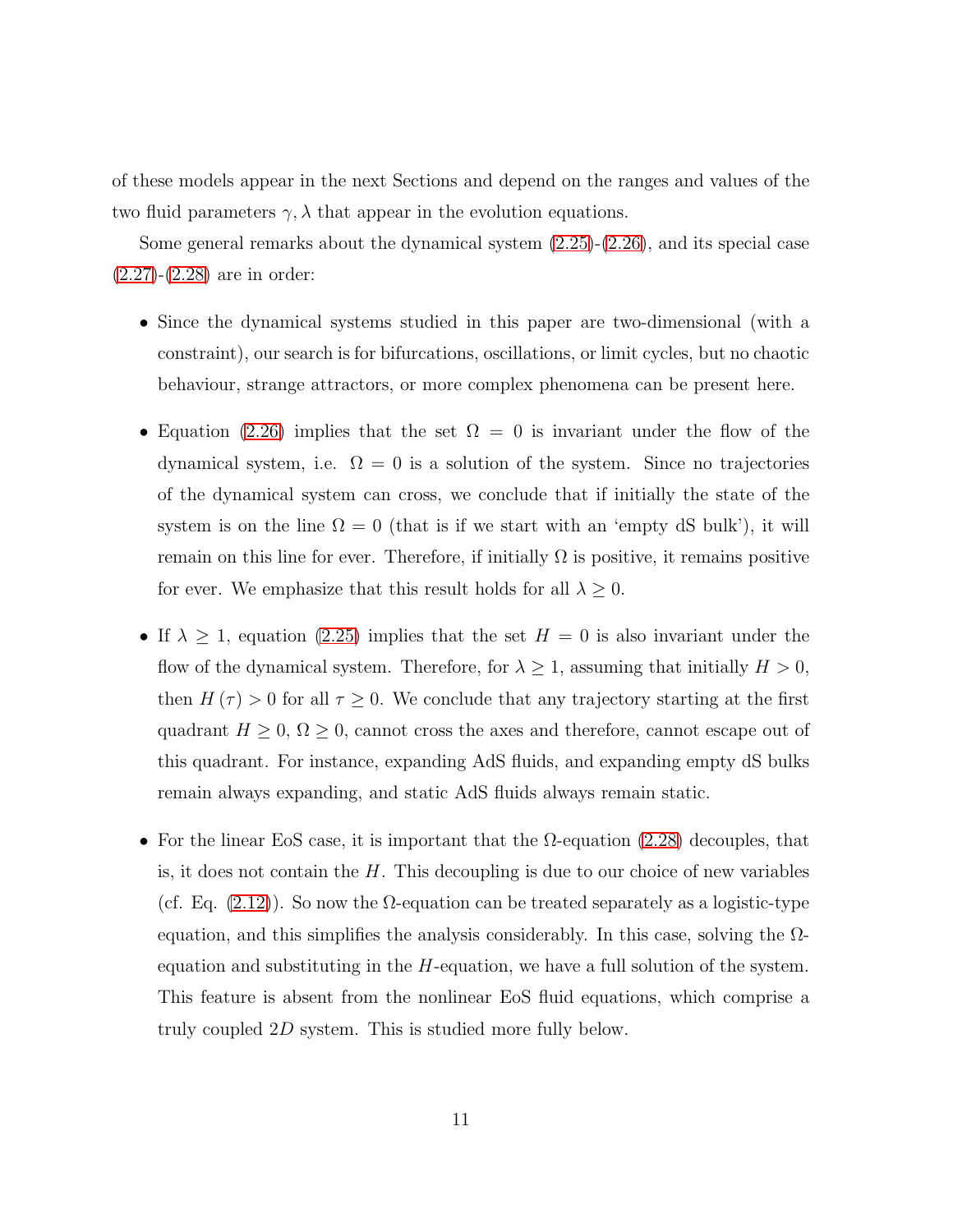of these models appear in the next Sections and depend on the ranges and values of the two fluid parameters $\gamma, \lambda$ that appear in the evolution equations.

Some general remarks about the dynamical system (2.25)-(2.26), and its special case (2.27)-(2.28) are in order:

- Since the dynamical systems studied in this paper are two-dimensional (with a constraint), our search is for bifurcations, oscillations, or limit cycles, but no chaotic behaviour, strange attractors, or more complex phenomena can be present here.

- Equation (2.26) implies that the set $\Omega = 0$ is invariant under the flow of the dynamical system, i.e. $\Omega = 0$ is a solution of the system. Since no trajectories of the dynamical system can cross, we conclude that if initially the state of the system is on the line $\Omega = 0$ (that is if we start with an 'empty dS bulk'), it will remain on this line for ever. Therefore, if initially $\Omega$ is positive, it remains positive for ever. We emphasize that this result holds for all $\lambda \geq 0$.

- If $\lambda \geq 1$, equation (2.25) implies that the set $H = 0$ is also invariant under the flow of the dynamical system. Therefore, for $\lambda \geq 1$, assuming that initially $H > 0$, then $H(\tau) > 0$ for all $\tau \geq 0$. We conclude that any trajectory starting at the first quadrant $H \geq 0$, $\Omega \geq 0$, cannot cross the axes and therefore, cannot escape out of this quadrant. For instance, expanding AdS fluids, and expanding empty dS bulks remain always expanding, and static AdS fluids always remain static.

- For the linear EoS case, it is important that the $\Omega$-equation (2.28) decouples, that is, it does not contain the $H$. This decoupling is due to our choice of new variables (cf. Eq. (2.12)). So now the $\Omega$-equation can be treated separately as a logistic-type equation, and this simplifies the analysis considerably. In this case, solving the $\Omega$-equation and substituting in the $H$-equation, we have a full solution of the system. This feature is absent from the nonlinear EoS fluid equations, which comprise a truly coupled $2D$ system. This is studied more fully below.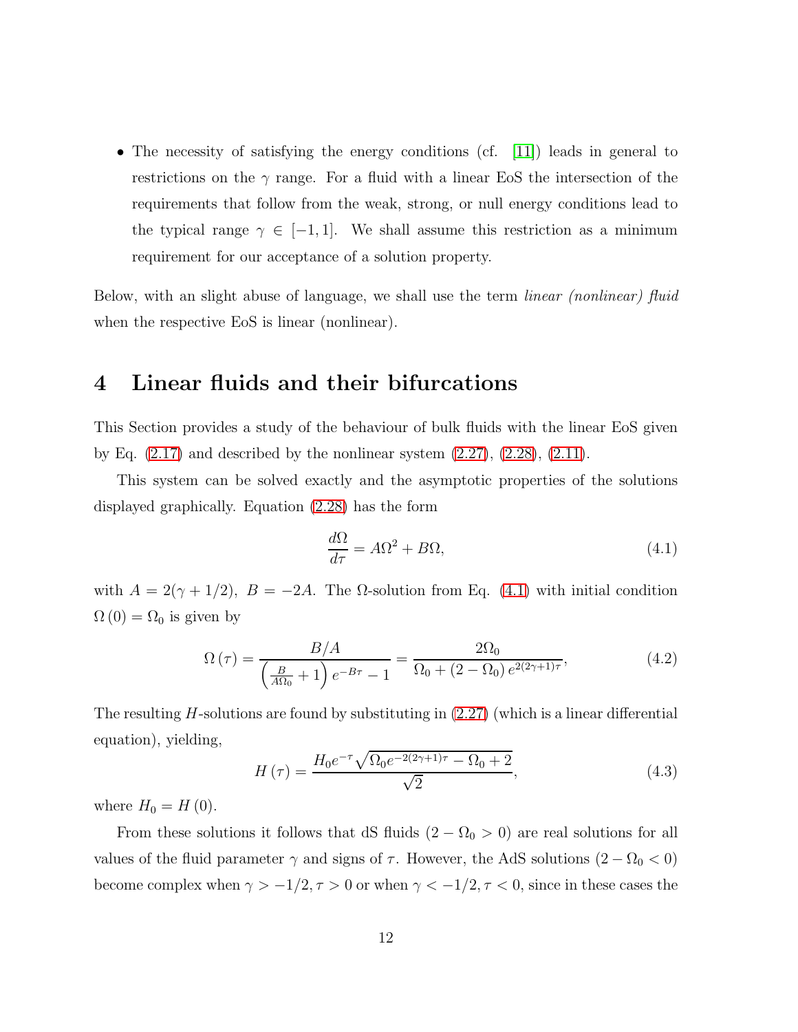- The necessity of satisfying the energy conditions (cf. [11]) leads in general to restrictions on the $\gamma$ range. For a fluid with a linear EoS the intersection of the requirements that follow from the weak, strong, or null energy conditions lead to the typical range $\gamma \in [-1, 1]$. We shall assume this restriction as a minimum requirement for our acceptance of a solution property.

Below, with an slight abuse of language, we shall use the term *linear (nonlinear) fluid* when the respective EoS is linear (nonlinear).

# 4 Linear fluids and their bifurcations

This Section provides a study of the behaviour of bulk fluids with the linear EoS given by Eq. (2.17) and described by the nonlinear system (2.27), (2.28), (2.11).

This system can be solved exactly and the asymptotic properties of the solutions displayed graphically. Equation (2.28) has the form

$$\frac{d\Omega}{d\tau} = A\Omega^2 + B\Omega, \tag{4.1}$$

with $A = 2(\gamma + 1/2)$, $B = -2A$. The $\Omega$-solution from Eq. (4.1) with initial condition $\Omega(0) = \Omega_0$ is given by

$$\Omega(\tau) = \frac{B/A}{\left(\frac{B}{A\Omega_0} + 1\right) e^{-B\tau} - 1} = \frac{2\Omega_0}{\Omega_0 + (2 - \Omega_0)\, e^{2(2\gamma+1)\tau}}, \tag{4.2}$$

The resulting $H$-solutions are found by substituting in (2.27) (which is a linear differential equation), yielding,

$$H(\tau) = \frac{H_0 e^{-\tau} \sqrt{\Omega_0 e^{-2(2\gamma+1)\tau} - \Omega_0 + 2}}{\sqrt{2}}, \tag{4.3}$$

where $H_0 = H(0)$.

From these solutions it follows that dS fluids ($2 - \Omega_0 > 0$) are real solutions for all values of the fluid parameter $\gamma$ and signs of $\tau$. However, the AdS solutions ($2 - \Omega_0 < 0$) become complex when $\gamma > -1/2, \tau > 0$ or when $\gamma < -1/2, \tau < 0$, since in these cases the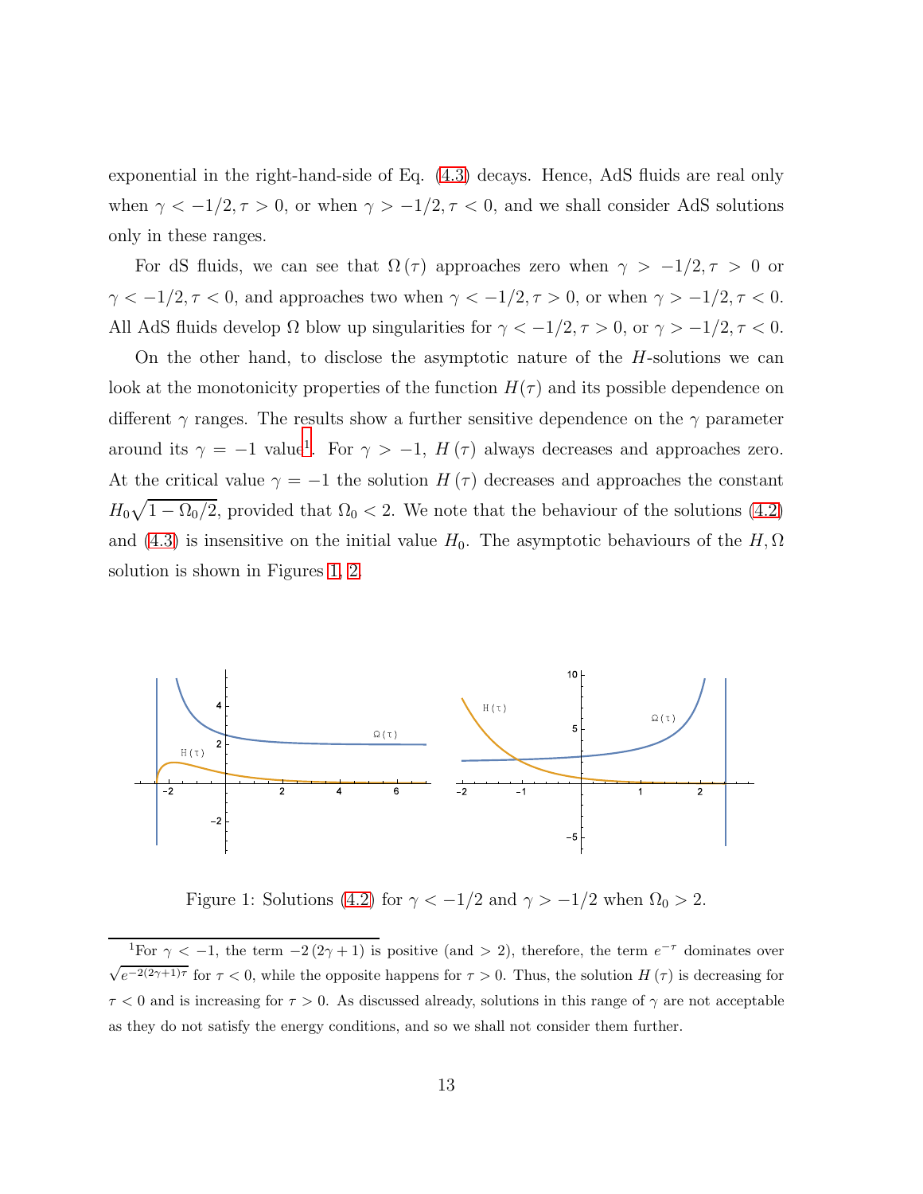exponential in the right-hand-side of Eq. (4.3) decays. Hence, AdS fluids are real only when $\gamma < -1/2, \tau > 0$, or when $\gamma > -1/2, \tau < 0$, and we shall consider AdS solutions only in these ranges.

For dS fluids, we can see that $\Omega(\tau)$ approaches zero when $\gamma > -1/2, \tau > 0$ or $\gamma < -1/2, \tau < 0$, and approaches two when $\gamma < -1/2, \tau > 0$, or when $\gamma > -1/2, \tau < 0$. All AdS fluids develop $\Omega$ blow up singularities for $\gamma < -1/2, \tau > 0$, or $\gamma > -1/2, \tau < 0$.

On the other hand, to disclose the asymptotic nature of the $H$-solutions we can look at the monotonicity properties of the function $H(\tau)$ and its possible dependence on different $\gamma$ ranges. The results show a further sensitive dependence on the $\gamma$ parameter around its $\gamma = -1$ value[1]. For $\gamma > -1$, $H(\tau)$ always decreases and approaches zero. At the critical value $\gamma = -1$ the solution $H(\tau)$ decreases and approaches the constant $H_0\sqrt{1 - \Omega_0/2}$, provided that $\Omega_0 < 2$. We note that the behaviour of the solutions (4.2) and (4.3) is insensitive on the initial value $H_0$. The asymptotic behaviours of the $H, \Omega$ solution is shown in Figures 1, 2.

Figure 1: Solutions (4.2) for $\gamma < -1/2$ and $\gamma > -1/2$ when $\Omega_0 > 2$.

[1] For $\gamma < -1$, the term $-2(2\gamma + 1)$ is positive (and $> 2$), therefore, the term $e^{-\tau}$ dominates over $\sqrt{e^{-2(2\gamma+1)\tau}}$ for $\tau < 0$, while the opposite happens for $\tau > 0$. Thus, the solution $H(\tau)$ is decreasing for $\tau < 0$ and is increasing for $\tau > 0$. As discussed already, solutions in this range of $\gamma$ are not acceptable as they do not satisfy the energy conditions, and so we shall not consider them further.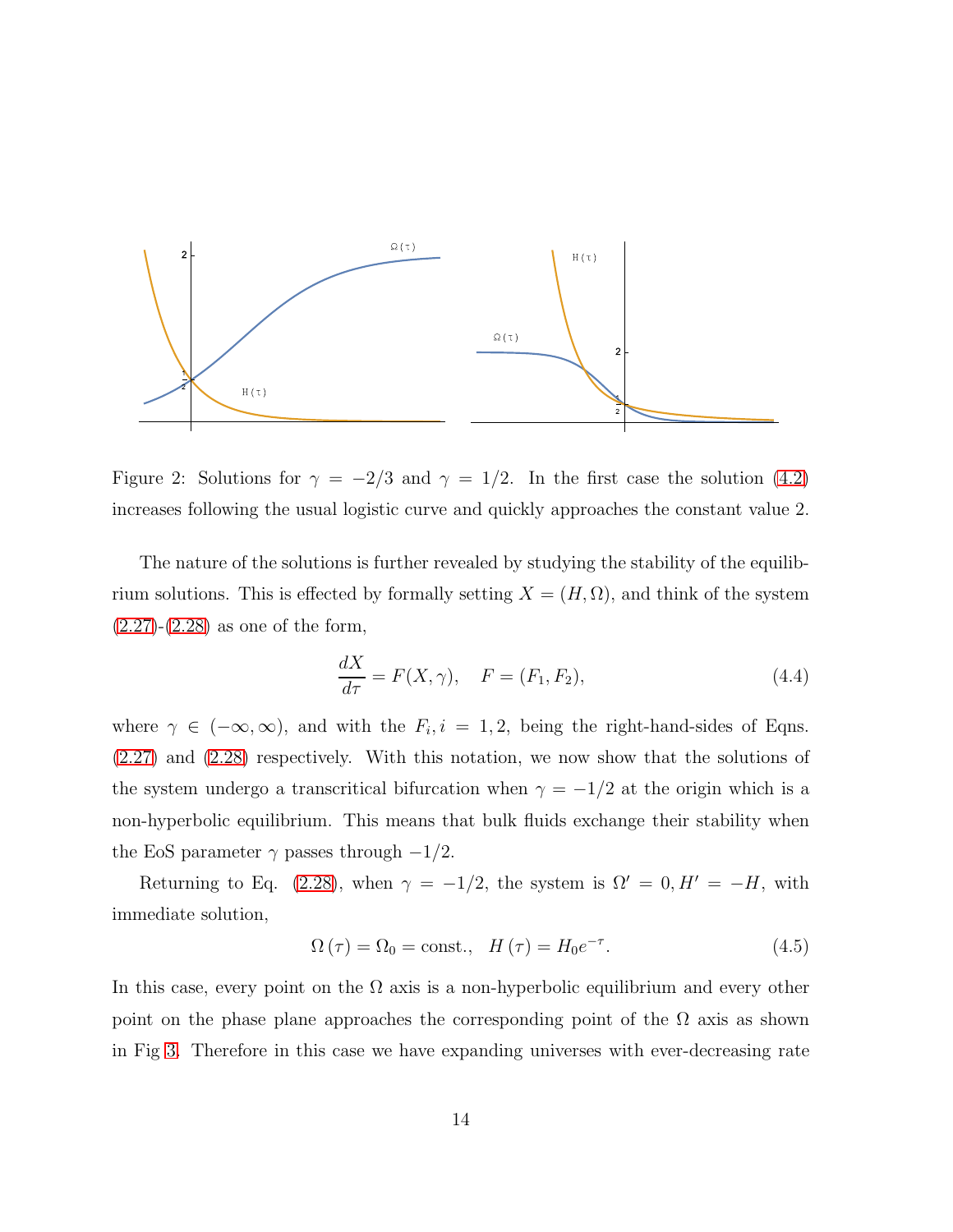Figure 2: Solutions for $\gamma = -2/3$ and $\gamma = 1/2$. In the first case the solution (4.2) increases following the usual logistic curve and quickly approaches the constant value 2.

The nature of the solutions is further revealed by studying the stability of the equilibrium solutions. This is effected by formally setting $X = (H, \Omega)$, and think of the system (2.27)-(2.28) as one of the form,

$$\frac{dX}{d\tau} = F(X, \gamma), \quad F = (F_1, F_2), \tag{4.4}$$

where $\gamma \in (-\infty, \infty)$, and with the $F_i, i = 1, 2$, being the right-hand-sides of Eqns. (2.27) and (2.28) respectively. With this notation, we now show that the solutions of the system undergo a transcritical bifurcation when $\gamma = -1/2$ at the origin which is a non-hyperbolic equilibrium. This means that bulk fluids exchange their stability when the EoS parameter $\gamma$ passes through $-1/2$.

Returning to Eq. (2.28), when $\gamma = -1/2$, the system is $\Omega' = 0, H' = -H$, with immediate solution,

$$\Omega(\tau) = \Omega_0 = \text{const.}, \quad H(\tau) = H_0 e^{-\tau}. \tag{4.5}$$

In this case, every point on the $\Omega$ axis is a non-hyperbolic equilibrium and every other point on the phase plane approaches the corresponding point of the $\Omega$ axis as shown in Fig 3. Therefore in this case we have expanding universes with ever-decreasing rate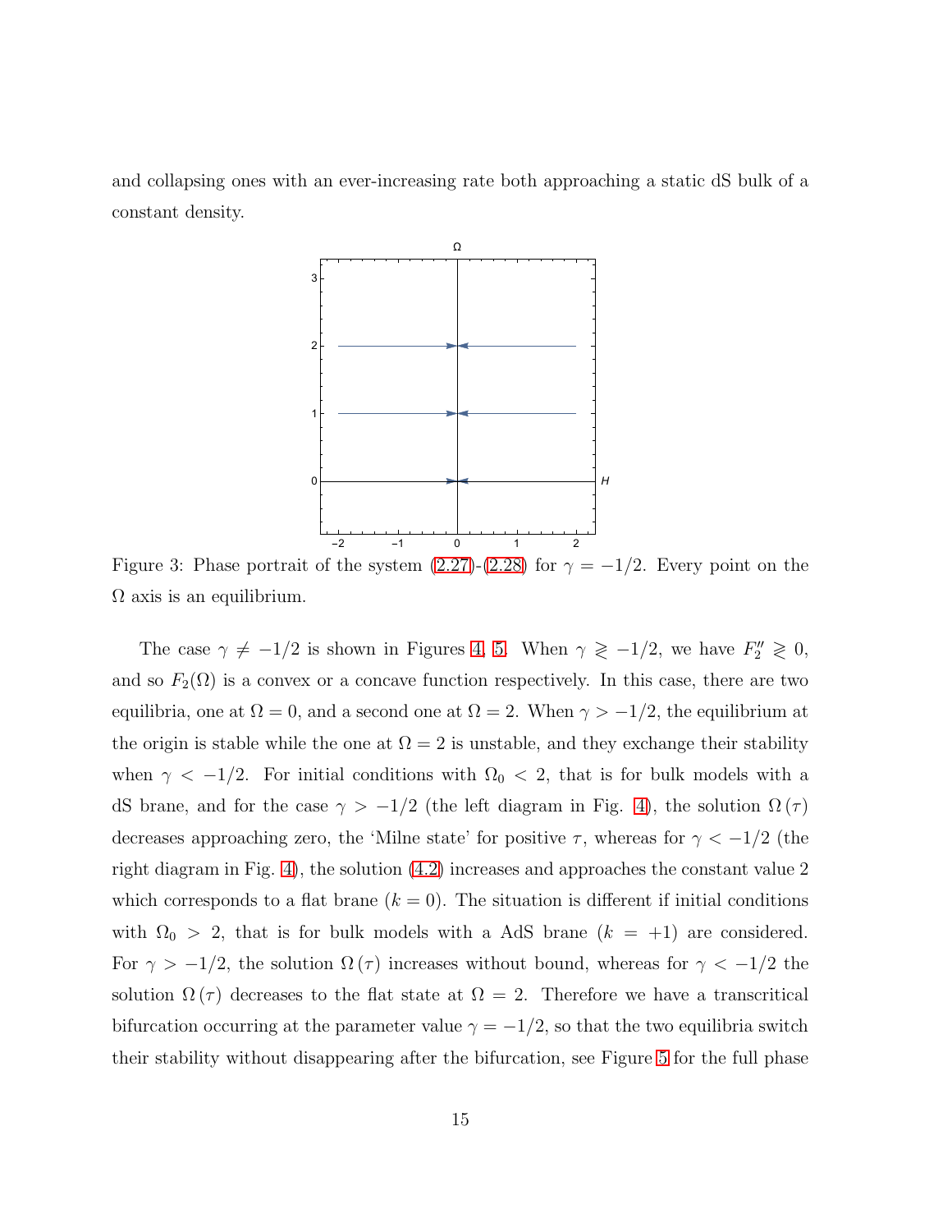and collapsing ones with an ever-increasing rate both approaching a static dS bulk of a constant density.

Figure 3: Phase portrait of the system (2.27)-(2.28) for $\gamma = -1/2$. Every point on the $\Omega$ axis is an equilibrium.

The case $\gamma \neq -1/2$ is shown in Figures 4, 5. When $\gamma \gtrless -1/2$, we have $F_2'' \gtrless 0$, and so $F_2(\Omega)$ is a convex or a concave function respectively. In this case, there are two equilibria, one at $\Omega = 0$, and a second one at $\Omega = 2$. When $\gamma > -1/2$, the equilibrium at the origin is stable while the one at $\Omega = 2$ is unstable, and they exchange their stability when $\gamma < -1/2$. For initial conditions with $\Omega_0 < 2$, that is for bulk models with a dS brane, and for the case $\gamma > -1/2$ (the left diagram in Fig. 4), the solution $\Omega(\tau)$ decreases approaching zero, the 'Milne state' for positive $\tau$, whereas for $\gamma < -1/2$ (the right diagram in Fig. 4), the solution (4.2) increases and approaches the constant value 2 which corresponds to a flat brane ($k = 0$). The situation is different if initial conditions with $\Omega_0 > 2$, that is for bulk models with a AdS brane ($k = +1$) are considered. For $\gamma > -1/2$, the solution $\Omega(\tau)$ increases without bound, whereas for $\gamma < -1/2$ the solution $\Omega(\tau)$ decreases to the flat state at $\Omega = 2$. Therefore we have a transcritical bifurcation occurring at the parameter value $\gamma = -1/2$, so that the two equilibria switch their stability without disappearing after the bifurcation, see Figure 5 for the full phase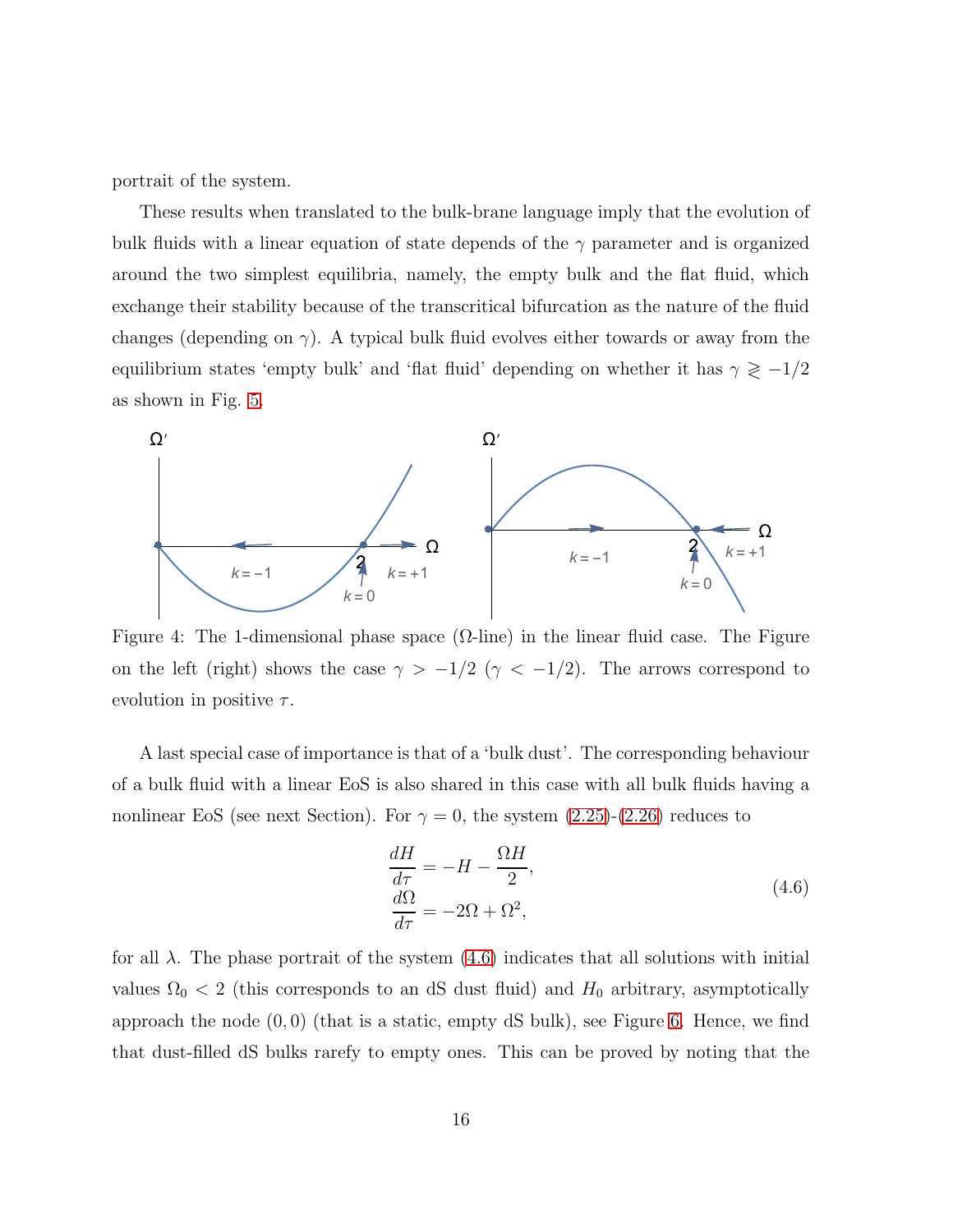portrait of the system.

These results when translated to the bulk-brane language imply that the evolution of bulk fluids with a linear equation of state depends of the $\gamma$ parameter and is organized around the two simplest equilibria, namely, the empty bulk and the flat fluid, which exchange their stability because of the transcritical bifurcation as the nature of the fluid changes (depending on $\gamma$). A typical bulk fluid evolves either towards or away from the equilibrium states 'empty bulk' and 'flat fluid' depending on whether it has $\gamma \gtrless -1/2$ as shown in Fig. 5.

Figure 4: The 1-dimensional phase space ($\Omega$-line) in the linear fluid case. The Figure on the left (right) shows the case $\gamma > -1/2$ ($\gamma < -1/2$). The arrows correspond to evolution in positive $\tau$.

A last special case of importance is that of a 'bulk dust'. The corresponding behaviour of a bulk fluid with a linear EoS is also shared in this case with all bulk fluids having a nonlinear EoS (see next Section). For $\gamma = 0$, the system (2.25)-(2.26) reduces to

$$
\begin{aligned}
\frac{dH}{d\tau} &= -H - \frac{\Omega H}{2}, \\
\frac{d\Omega}{d\tau} &= -2\Omega + \Omega^2,
\end{aligned}
\tag{4.6}
$$

for all $\lambda$. The phase portrait of the system (4.6) indicates that all solutions with initial values $\Omega_0 < 2$ (this corresponds to an dS dust fluid) and $H_0$ arbitrary, asymptotically approach the node $(0, 0)$ (that is a static, empty dS bulk), see Figure 6. Hence, we find that dust-filled dS bulks rarefy to empty ones. This can be proved by noting that the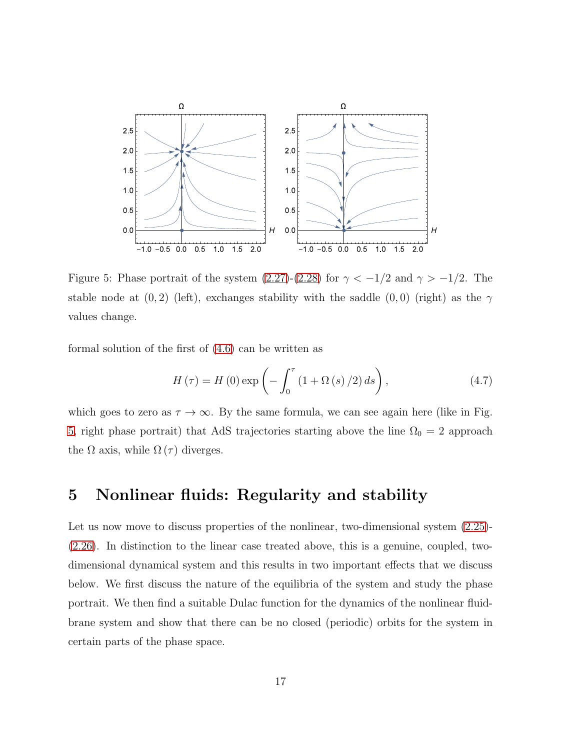Figure 5: Phase portrait of the system (2.27)-(2.28) for $\gamma < -1/2$ and $\gamma > -1/2$. The stable node at $(0, 2)$ (left), exchanges stability with the saddle $(0, 0)$ (right) as the $\gamma$ values change.

formal solution of the first of (4.6) can be written as

$$H(\tau) = H(0) \exp\left(-\int_0^{\tau} (1 + \Omega(s)/2)\, ds\right), \tag{4.7}$$

which goes to zero as $\tau \to \infty$. By the same formula, we can see again here (like in Fig. 5, right phase portrait) that AdS trajectories starting above the line $\Omega_0 = 2$ approach the $\Omega$ axis, while $\Omega(\tau)$ diverges.

## 5 Nonlinear fluids: Regularity and stability

Let us now move to discuss properties of the nonlinear, two-dimensional system (2.25)-(2.26). In distinction to the linear case treated above, this is a genuine, coupled, two-dimensional dynamical system and this results in two important effects that we discuss below. We first discuss the nature of the equilibria of the system and study the phase portrait. We then find a suitable Dulac function for the dynamics of the nonlinear fluid-brane system and show that there can be no closed (periodic) orbits for the system in certain parts of the phase space.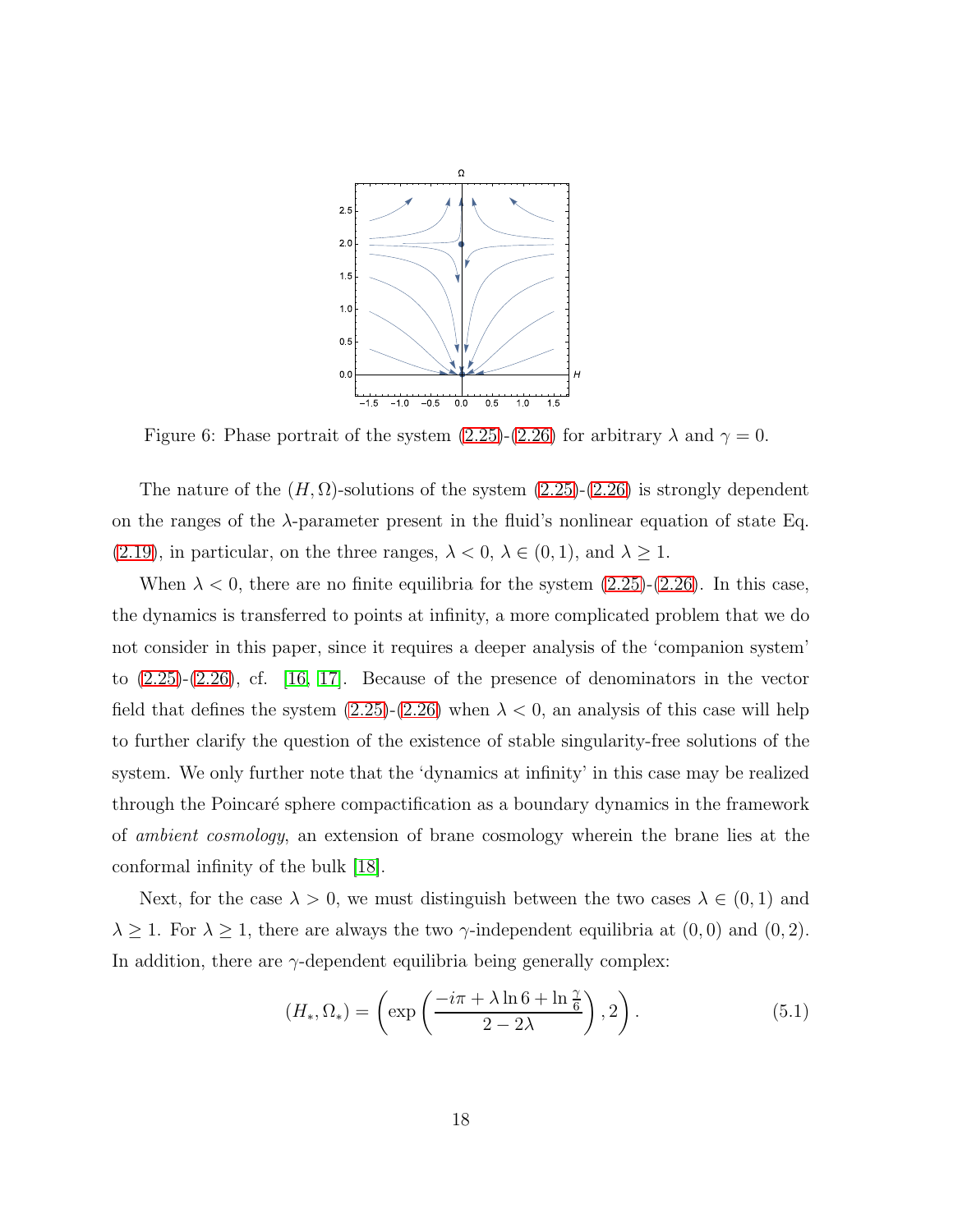Figure 6: Phase portrait of the system (2.25)-(2.26) for arbitrary $\lambda$ and $\gamma = 0$.

The nature of the $(H, \Omega)$-solutions of the system (2.25)-(2.26) is strongly dependent on the ranges of the $\lambda$-parameter present in the fluid's nonlinear equation of state Eq. (2.19), in particular, on the three ranges, $\lambda < 0$, $\lambda \in (0, 1)$, and $\lambda \geq 1$.

When $\lambda < 0$, there are no finite equilibria for the system (2.25)-(2.26). In this case, the dynamics is transferred to points at infinity, a more complicated problem that we do not consider in this paper, since it requires a deeper analysis of the 'companion system' to (2.25)-(2.26), cf. [16, 17]. Because of the presence of denominators in the vector field that defines the system (2.25)-(2.26) when $\lambda < 0$, an analysis of this case will help to further clarify the question of the existence of stable singularity-free solutions of the system. We only further note that the 'dynamics at infinity' in this case may be realized through the Poincaré sphere compactification as a boundary dynamics in the framework of *ambient cosmology*, an extension of brane cosmology wherein the brane lies at the conformal infinity of the bulk [18].

Next, for the case $\lambda > 0$, we must distinguish between the two cases $\lambda \in (0, 1)$ and $\lambda \geq 1$. For $\lambda \geq 1$, there are always the two $\gamma$-independent equilibria at $(0, 0)$ and $(0, 2)$. In addition, there are $\gamma$-dependent equilibria being generally complex:

$$(H_*, \Omega_*) = \left( \exp \left( \frac{-i\pi + \lambda \ln 6 + \ln \frac{\gamma}{6}}{2 - 2\lambda} \right), 2 \right). \tag{5.1}$$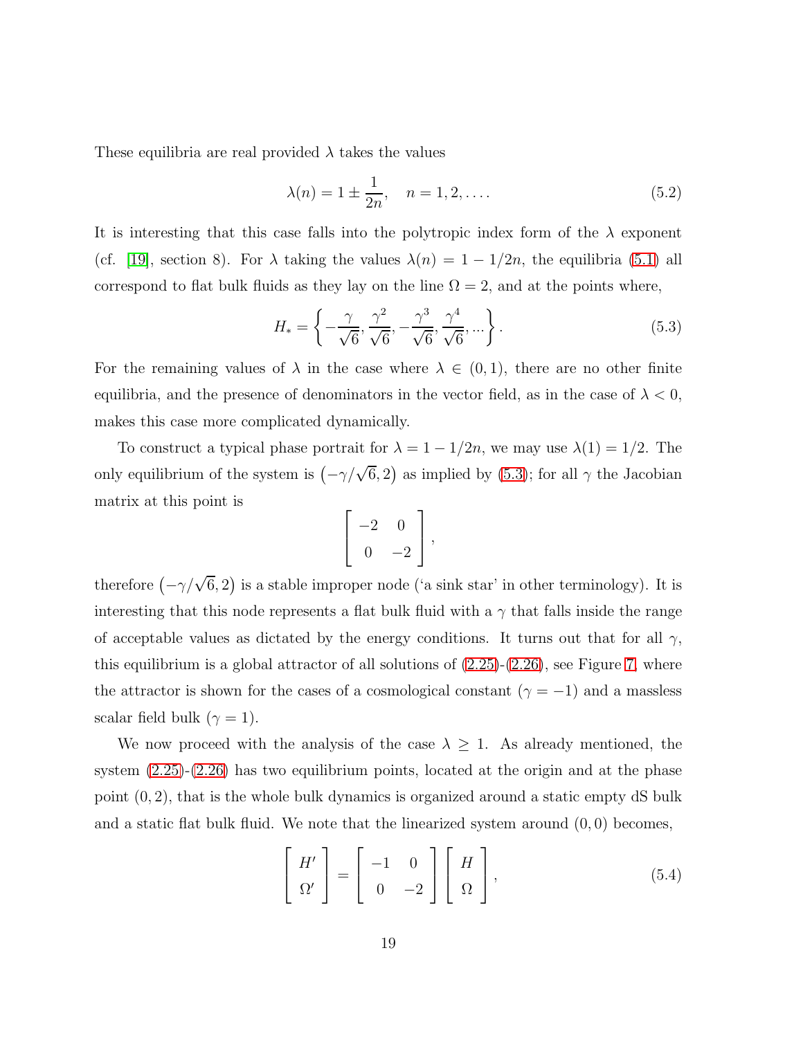These equilibria are real provided $\lambda$ takes the values

$$\lambda(n) = 1 \pm \frac{1}{2n}, \quad n = 1, 2, \ldots. \tag{5.2}$$

It is interesting that this case falls into the polytropic index form of the $\lambda$ exponent (cf. [19], section 8). For $\lambda$ taking the values $\lambda(n) = 1 - 1/2n$, the equilibria (5.1) all correspond to flat bulk fluids as they lay on the line $\Omega = 2$, and at the points where,

$$H_* = \left\{ -\frac{\gamma}{\sqrt{6}}, \frac{\gamma^2}{\sqrt{6}}, -\frac{\gamma^3}{\sqrt{6}}, \frac{\gamma^4}{\sqrt{6}}, \ldots \right\}. \tag{5.3}$$

For the remaining values of $\lambda$ in the case where $\lambda \in (0, 1)$, there are no other finite equilibria, and the presence of denominators in the vector field, as in the case of $\lambda < 0$, makes this case more complicated dynamically.

To construct a typical phase portrait for $\lambda = 1 - 1/2n$, we may use $\lambda(1) = 1/2$. The only equilibrium of the system is $\left(-\gamma/\sqrt{6}, 2\right)$ as implied by (5.3); for all $\gamma$ the Jacobian matrix at this point is

$$\begin{bmatrix} -2 & 0 \\ 0 & -2 \end{bmatrix},$$

therefore $\left(-\gamma/\sqrt{6}, 2\right)$ is a stable improper node ('a sink star' in other terminology). It is interesting that this node represents a flat bulk fluid with a $\gamma$ that falls inside the range of acceptable values as dictated by the energy conditions. It turns out that for all $\gamma$, this equilibrium is a global attractor of all solutions of (2.25)-(2.26), see Figure 7, where the attractor is shown for the cases of a cosmological constant ($\gamma = -1$) and a massless scalar field bulk ($\gamma = 1$).

We now proceed with the analysis of the case $\lambda \geq 1$. As already mentioned, the system (2.25)-(2.26) has two equilibrium points, located at the origin and at the phase point $(0, 2)$, that is the whole bulk dynamics is organized around a static empty dS bulk and a static flat bulk fluid. We note that the linearized system around $(0, 0)$ becomes,

$$\begin{bmatrix} H' \\ \Omega' \end{bmatrix} = \begin{bmatrix} -1 & 0 \\ 0 & -2 \end{bmatrix} \begin{bmatrix} H \\ \Omega \end{bmatrix}, \tag{5.4}$$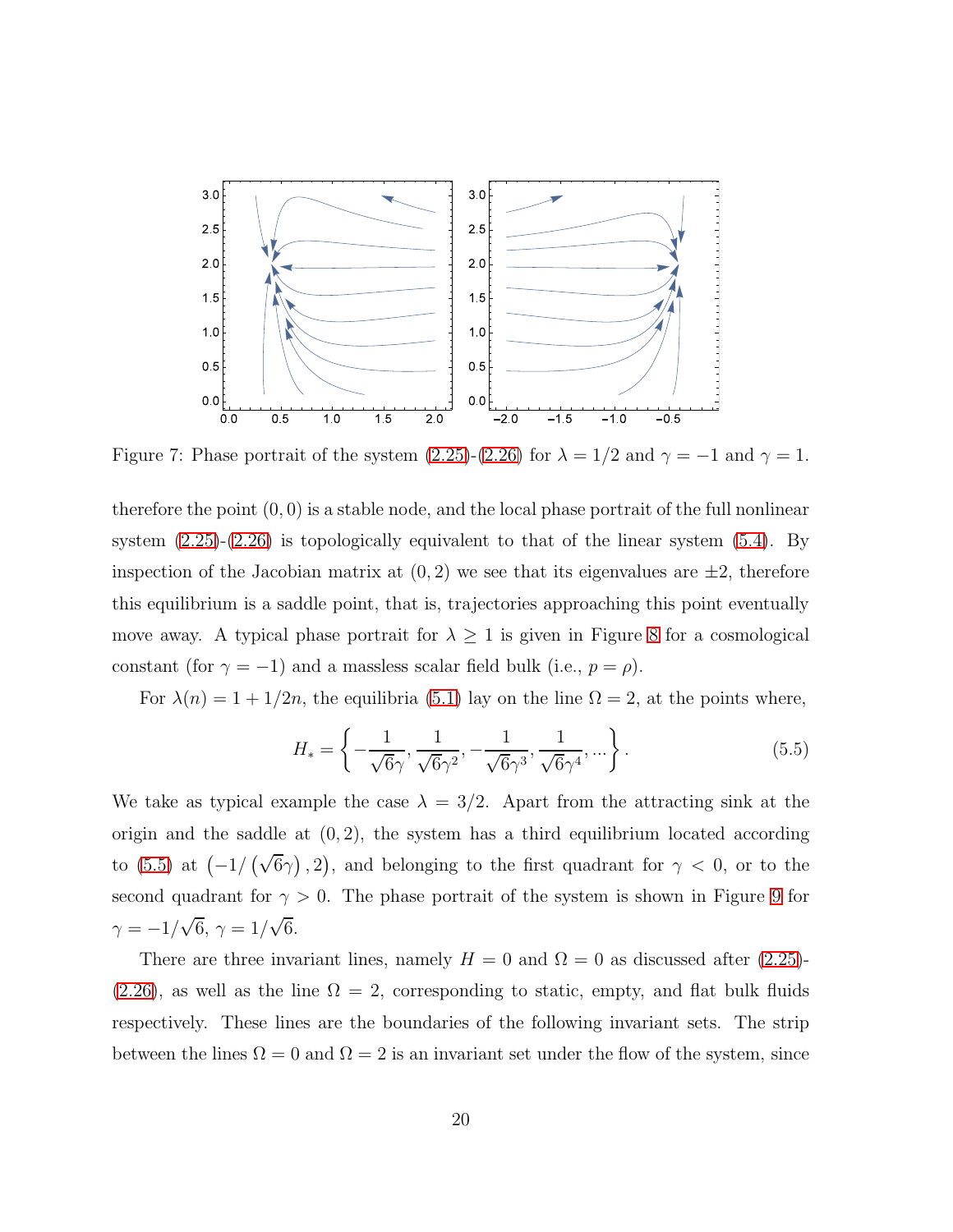Figure 7: Phase portrait of the system (2.25)-(2.26) for $\lambda = 1/2$ and $\gamma = -1$ and $\gamma = 1$.

therefore the point $(0, 0)$ is a stable node, and the local phase portrait of the full nonlinear system (2.25)-(2.26) is topologically equivalent to that of the linear system (5.4). By inspection of the Jacobian matrix at $(0, 2)$ we see that its eigenvalues are $\pm 2$, therefore this equilibrium is a saddle point, that is, trajectories approaching this point eventually move away. A typical phase portrait for $\lambda \geq 1$ is given in Figure 8 for a cosmological constant (for $\gamma = -1$) and a massless scalar field bulk (i.e., $p = \rho$).

For $\lambda(n) = 1 + 1/2n$, the equilibria (5.1) lay on the line $\Omega = 2$, at the points where,

$$H_* = \left\{ -\frac{1}{\sqrt{6}\gamma}, \frac{1}{\sqrt{6}\gamma^2}, -\frac{1}{\sqrt{6}\gamma^3}, \frac{1}{\sqrt{6}\gamma^4}, ... \right\}. \tag{5.5}$$

We take as typical example the case $\lambda = 3/2$. Apart from the attracting sink at the origin and the saddle at $(0, 2)$, the system has a third equilibrium located according to (5.5) at $\left(-1/\left(\sqrt{6}\gamma\right), 2\right)$, and belonging to the first quadrant for $\gamma < 0$, or to the second quadrant for $\gamma > 0$. The phase portrait of the system is shown in Figure 9 for $\gamma = -1/\sqrt{6}$, $\gamma = 1/\sqrt{6}$.

There are three invariant lines, namely $H = 0$ and $\Omega = 0$ as discussed after (2.25)-(2.26), as well as the line $\Omega = 2$, corresponding to static, empty, and flat bulk fluids respectively. These lines are the boundaries of the following invariant sets. The strip between the lines $\Omega = 0$ and $\Omega = 2$ is an invariant set under the flow of the system, since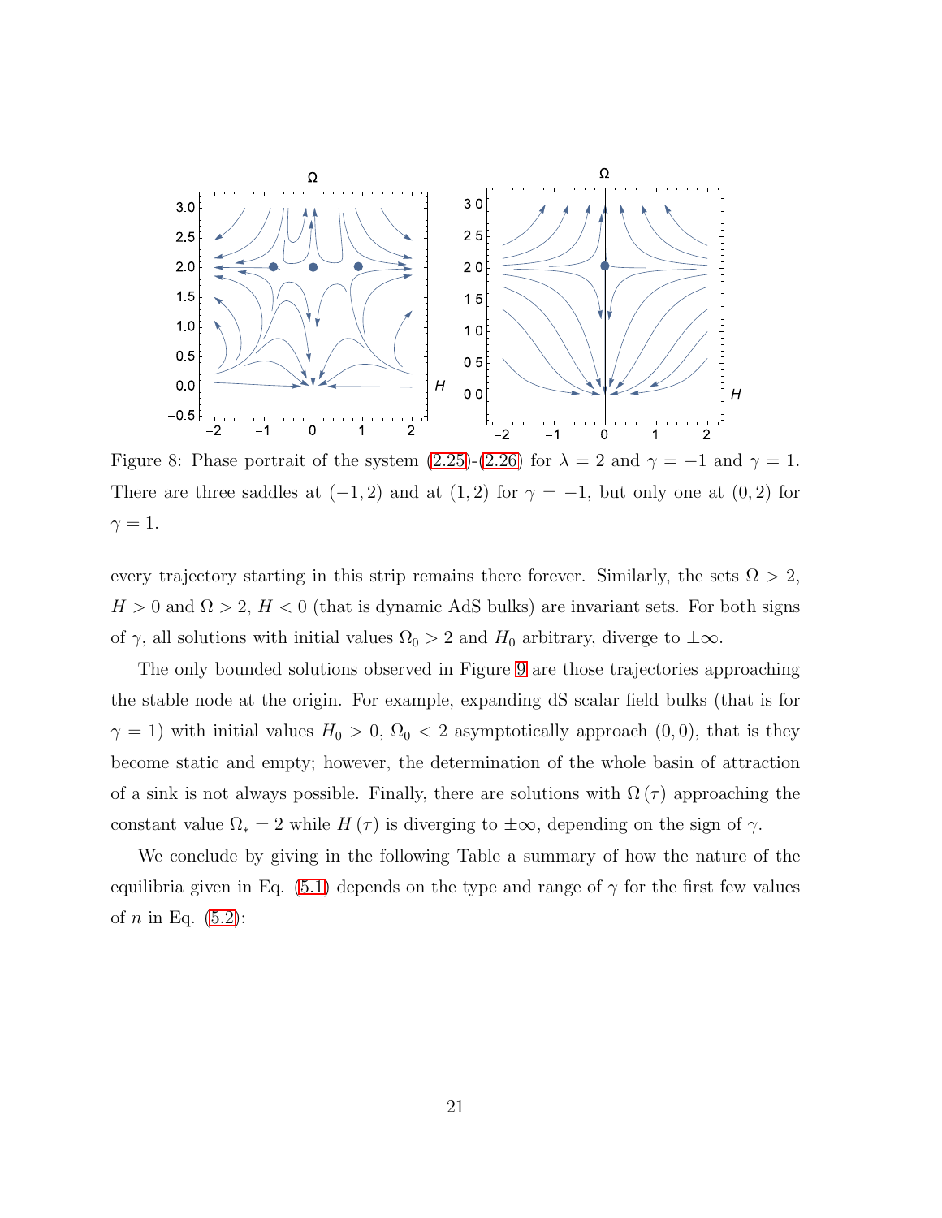Figure 8: Phase portrait of the system (2.25)-(2.26) for $\lambda = 2$ and $\gamma = -1$ and $\gamma = 1$. There are three saddles at $(-1, 2)$ and at $(1, 2)$ for $\gamma = -1$, but only one at $(0, 2)$ for $\gamma = 1$.

every trajectory starting in this strip remains there forever. Similarly, the sets $\Omega > 2$, $H > 0$ and $\Omega > 2$, $H < 0$ (that is dynamic AdS bulks) are invariant sets. For both signs of $\gamma$, all solutions with initial values $\Omega_0 > 2$ and $H_0$ arbitrary, diverge to $\pm\infty$.

The only bounded solutions observed in Figure 9 are those trajectories approaching the stable node at the origin. For example, expanding dS scalar field bulks (that is for $\gamma = 1$) with initial values $H_0 > 0$, $\Omega_0 < 2$ asymptotically approach $(0, 0)$, that is they become static and empty; however, the determination of the whole basin of attraction of a sink is not always possible. Finally, there are solutions with $\Omega(\tau)$ approaching the constant value $\Omega_* = 2$ while $H(\tau)$ is diverging to $\pm\infty$, depending on the sign of $\gamma$.

We conclude by giving in the following Table a summary of how the nature of the equilibria given in Eq. (5.1) depends on the type and range of $\gamma$ for the first few values of $n$ in Eq. (5.2):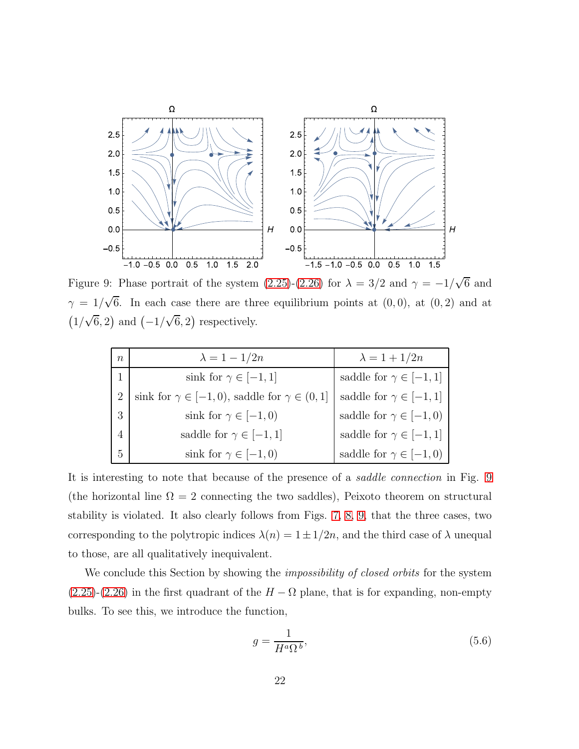Figure 9: Phase portrait of the system (2.25)-(2.26) for $\lambda = 3/2$ and $\gamma = -1/\sqrt{6}$ and $\gamma = 1/\sqrt{6}$. In each case there are three equilibrium points at $(0, 0)$, at $(0, 2)$ and at $(1/\sqrt{6}, 2)$ and $(-1/\sqrt{6}, 2)$ respectively.

| $n$ | $\lambda = 1 - 1/2n$ | $\lambda = 1 + 1/2n$ |
|---|---|---|
| 1 | sink for $\gamma \in [-1, 1]$ | saddle for $\gamma \in [-1, 1]$ |
| 2 | sink for $\gamma \in [-1, 0)$, saddle for $\gamma \in (0, 1]$ | saddle for $\gamma \in [-1, 1]$ |
| 3 | sink for $\gamma \in [-1, 0)$ | saddle for $\gamma \in [-1, 0)$ |
| 4 | saddle for $\gamma \in [-1, 1]$ | saddle for $\gamma \in [-1, 1]$ |
| 5 | sink for $\gamma \in [-1, 0)$ | saddle for $\gamma \in [-1, 0)$ |

It is interesting to note that because of the presence of a *saddle connection* in Fig. 9 (the horizontal line $\Omega = 2$ connecting the two saddles), Peixoto theorem on structural stability is violated. It also clearly follows from Figs. 7, 8, 9, that the three cases, two corresponding to the polytropic indices $\lambda(n) = 1 \pm 1/2n$, and the third case of $\lambda$ unequal to those, are all qualitatively inequivalent.

We conclude this Section by showing the *impossibility of closed orbits* for the system (2.25)-(2.26) in the first quadrant of the $H - \Omega$ plane, that is for expanding, non-empty bulks. To see this, we introduce the function,

$$g = \frac{1}{H^a \Omega^b}, \tag{5.6}$$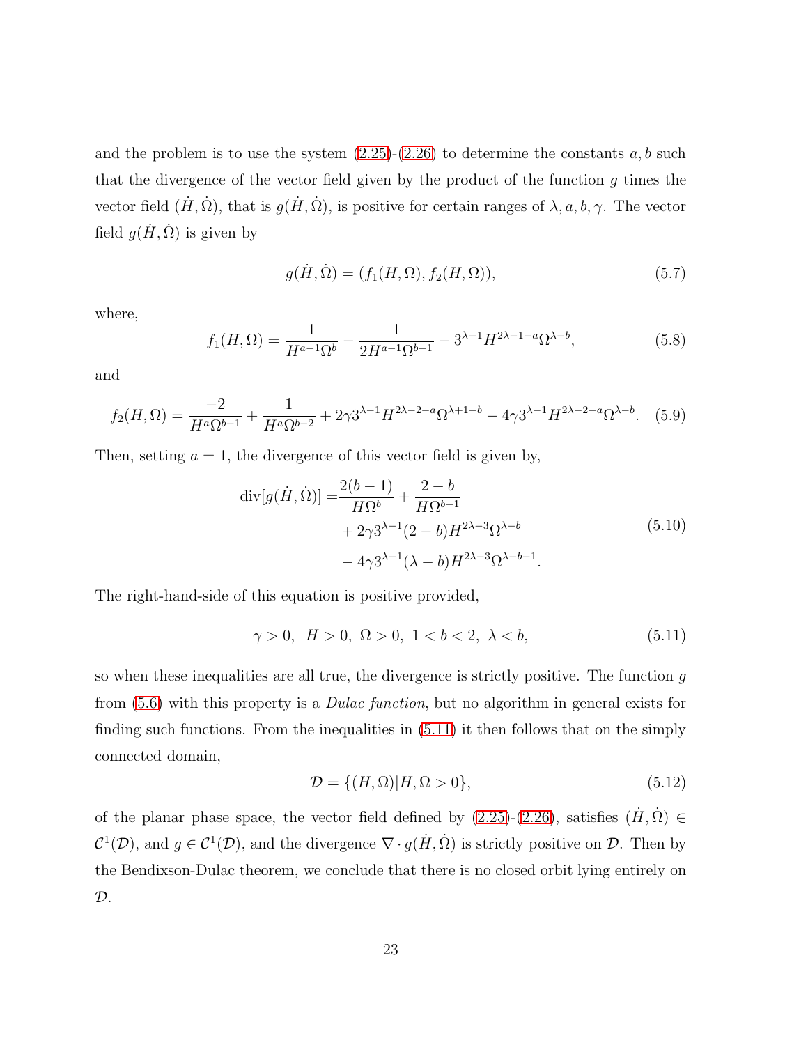and the problem is to use the system (2.25)-(2.26) to determine the constants $a, b$ such that the divergence of the vector field given by the product of the function $g$ times the vector field $(\dot{H}, \dot{\Omega})$, that is $g(\dot{H}, \dot{\Omega})$, is positive for certain ranges of $\lambda, a, b, \gamma$. The vector field $g(\dot{H}, \dot{\Omega})$ is given by

$$g(\dot{H}, \dot{\Omega}) = (f_1(H, \Omega), f_2(H, \Omega)), \tag{5.7}$$

where,

$$f_1(H, \Omega) = \frac{1}{H^{a-1}\Omega^b} - \frac{1}{2H^{a-1}\Omega^{b-1}} - 3^{\lambda-1}H^{2\lambda-1-a}\Omega^{\lambda-b}, \tag{5.8}$$

and

$$f_2(H, \Omega) = \frac{-2}{H^a\Omega^{b-1}} + \frac{1}{H^a\Omega^{b-2}} + 2\gamma 3^{\lambda-1}H^{2\lambda-2-a}\Omega^{\lambda+1-b} - 4\gamma 3^{\lambda-1}H^{2\lambda-2-a}\Omega^{\lambda-b}. \tag{5.9}$$

Then, setting $a = 1$, the divergence of this vector field is given by,

$$\begin{aligned} \operatorname{div}[g(\dot{H}, \dot{\Omega})] =& \frac{2(b-1)}{H\Omega^b} + \frac{2-b}{H\Omega^{b-1}} \\ &+ 2\gamma 3^{\lambda-1}(2-b)H^{2\lambda-3}\Omega^{\lambda-b} \\ &- 4\gamma 3^{\lambda-1}(\lambda-b)H^{2\lambda-3}\Omega^{\lambda-b-1}. \end{aligned} \tag{5.10}$$

The right-hand-side of this equation is positive provided,

$$\gamma > 0, \ \ H > 0, \ \Omega > 0, \ 1 < b < 2, \ \lambda < b, \tag{5.11}$$

so when these inequalities are all true, the divergence is strictly positive. The function $g$ from (5.6) with this property is a *Dulac function*, but no algorithm in general exists for finding such functions. From the inequalities in (5.11) it then follows that on the simply connected domain,

$$\mathcal{D} = \{(H, \Omega) | H, \Omega > 0\}, \tag{5.12}$$

of the planar phase space, the vector field defined by (2.25)-(2.26), satisfies $(\dot{H}, \dot{\Omega}) \in \mathcal{C}^1(\mathcal{D})$, and $g \in \mathcal{C}^1(\mathcal{D})$, and the divergence $\nabla \cdot g(\dot{H}, \dot{\Omega})$ is strictly positive on $\mathcal{D}$. Then by the Bendixson-Dulac theorem, we conclude that there is no closed orbit lying entirely on $\mathcal{D}$.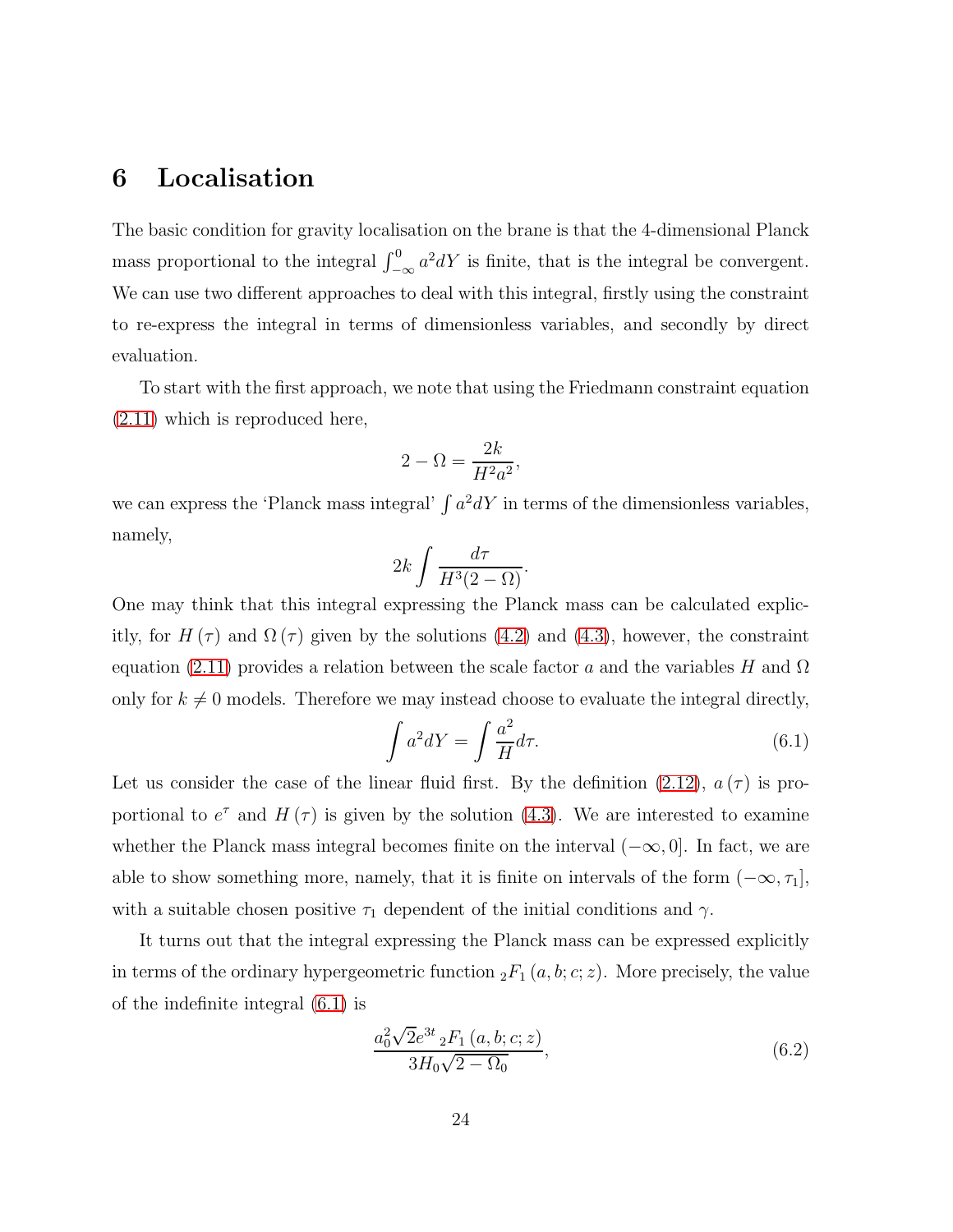# 6 Localisation

The basic condition for gravity localisation on the brane is that the 4-dimensional Planck mass proportional to the integral $\int_{-\infty}^{0} a^2 dY$ is finite, that is the integral be convergent. We can use two different approaches to deal with this integral, firstly using the constraint to re-express the integral in terms of dimensionless variables, and secondly by direct evaluation.

To start with the first approach, we note that using the Friedmann constraint equation (2.11) which is reproduced here,

$$2 - \Omega = \frac{2k}{H^2 a^2},$$

we can express the 'Planck mass integral' $\int a^2 dY$ in terms of the dimensionless variables, namely,

$$2k \int \frac{d\tau}{H^3 (2 - \Omega)}.$$

One may think that this integral expressing the Planck mass can be calculated explicitly, for $H(\tau)$ and $\Omega(\tau)$ given by the solutions (4.2) and (4.3), however, the constraint equation (2.11) provides a relation between the scale factor $a$ and the variables $H$ and $\Omega$ only for $k \neq 0$ models. Therefore we may instead choose to evaluate the integral directly,

$$\int a^2 dY = \int \frac{a^2}{H} d\tau. \tag{6.1}$$

Let us consider the case of the linear fluid first. By the definition (2.12), $a(\tau)$ is proportional to $e^{\tau}$ and $H(\tau)$ is given by the solution (4.3). We are interested to examine whether the Planck mass integral becomes finite on the interval $(-\infty, 0]$. In fact, we are able to show something more, namely, that it is finite on intervals of the form $(-\infty, \tau_1]$, with a suitable chosen positive $\tau_1$ dependent of the initial conditions and $\gamma$.

It turns out that the integral expressing the Planck mass can be expressed explicitly in terms of the ordinary hypergeometric function ${}_2F_1(a, b; c; z)$. More precisely, the value of the indefinite integral (6.1) is

$$\frac{a_0^2 \sqrt{2} e^{3t} \, {}_2F_1(a, b; c; z)}{3 H_0 \sqrt{2 - \Omega_0}}, \tag{6.2}$$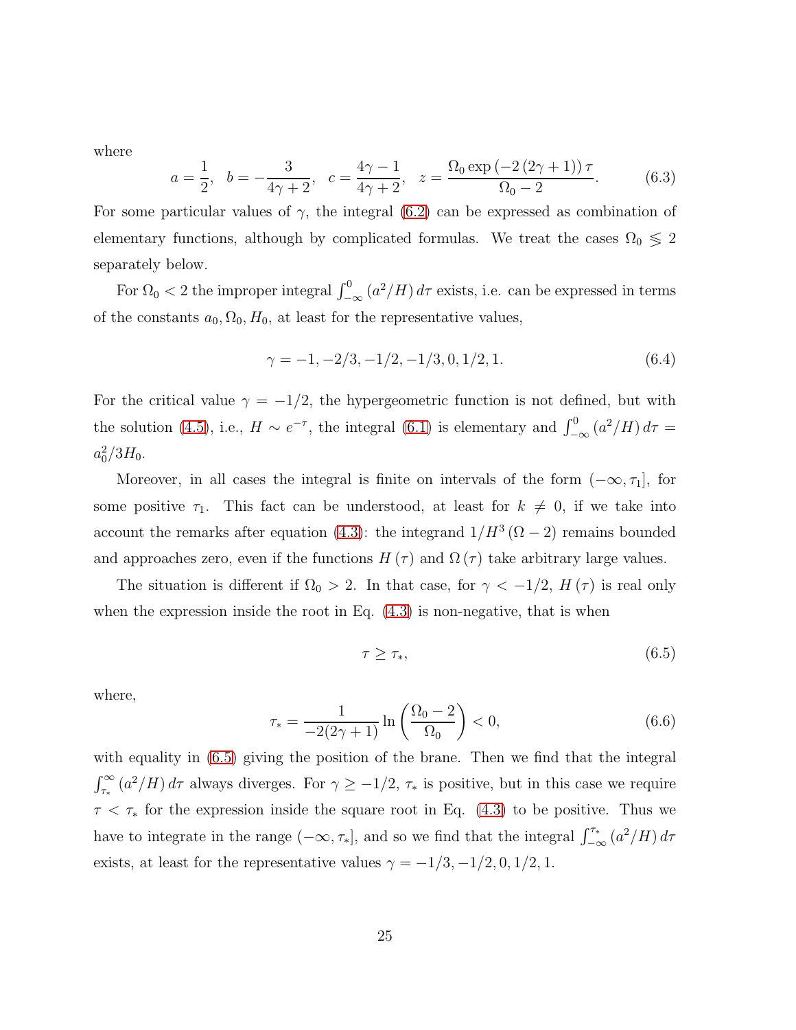where

$$a = \frac{1}{2}, \quad b = -\frac{3}{4\gamma + 2}, \quad c = \frac{4\gamma - 1}{4\gamma + 2}, \quad z = \frac{\Omega_0 \exp\left(-2\left(2\gamma + 1\right)\right)\tau}{\Omega_0 - 2}. \tag{6.3}$$

For some particular values of $\gamma$, the integral (6.2) can be expressed as combination of elementary functions, although by complicated formulas. We treat the cases $\Omega_0 \lessgtr 2$ separately below.

For $\Omega_0 < 2$ the improper integral $\int_{-\infty}^{0} \left(a^2/H\right) d\tau$ exists, i.e. can be expressed in terms of the constants $a_0, \Omega_0, H_0$, at least for the representative values,

$$\gamma = -1, -2/3, -1/2, -1/3, 0, 1/2, 1. \tag{6.4}$$

For the critical value $\gamma = -1/2$, the hypergeometric function is not defined, but with the solution (4.5), i.e., $H \sim e^{-\tau}$, the integral (6.1) is elementary and $\int_{-\infty}^{0} \left(a^2/H\right) d\tau = a_0^2/3H_0$.

Moreover, in all cases the integral is finite on intervals of the form $(-\infty, \tau_1]$, for some positive $\tau_1$. This fact can be understood, at least for $k \neq 0$, if we take into account the remarks after equation (4.3): the integrand $1/H^3\left(\Omega - 2\right)$ remains bounded and approaches zero, even if the functions $H\left(\tau\right)$ and $\Omega\left(\tau\right)$ take arbitrary large values.

The situation is different if $\Omega_0 > 2$. In that case, for $\gamma < -1/2$, $H\left(\tau\right)$ is real only when the expression inside the root in Eq. (4.3) is non-negative, that is when

$$\tau \geq \tau_*, \tag{6.5}$$

where,

$$\tau_* = \frac{1}{-2(2\gamma + 1)} \ln\left(\frac{\Omega_0 - 2}{\Omega_0}\right) < 0, \tag{6.6}$$

with equality in (6.5) giving the position of the brane. Then we find that the integral $\int_{\tau_*}^{\infty} \left(a^2/H\right) d\tau$ always diverges. For $\gamma \geq -1/2$, $\tau_*$ is positive, but in this case we require $\tau < \tau_*$ for the expression inside the square root in Eq. (4.3) to be positive. Thus we have to integrate in the range $(-\infty, \tau_*]$, and so we find that the integral $\int_{-\infty}^{\tau_*} \left(a^2/H\right) d\tau$ exists, at least for the representative values $\gamma = -1/3, -1/2, 0, 1/2, 1$.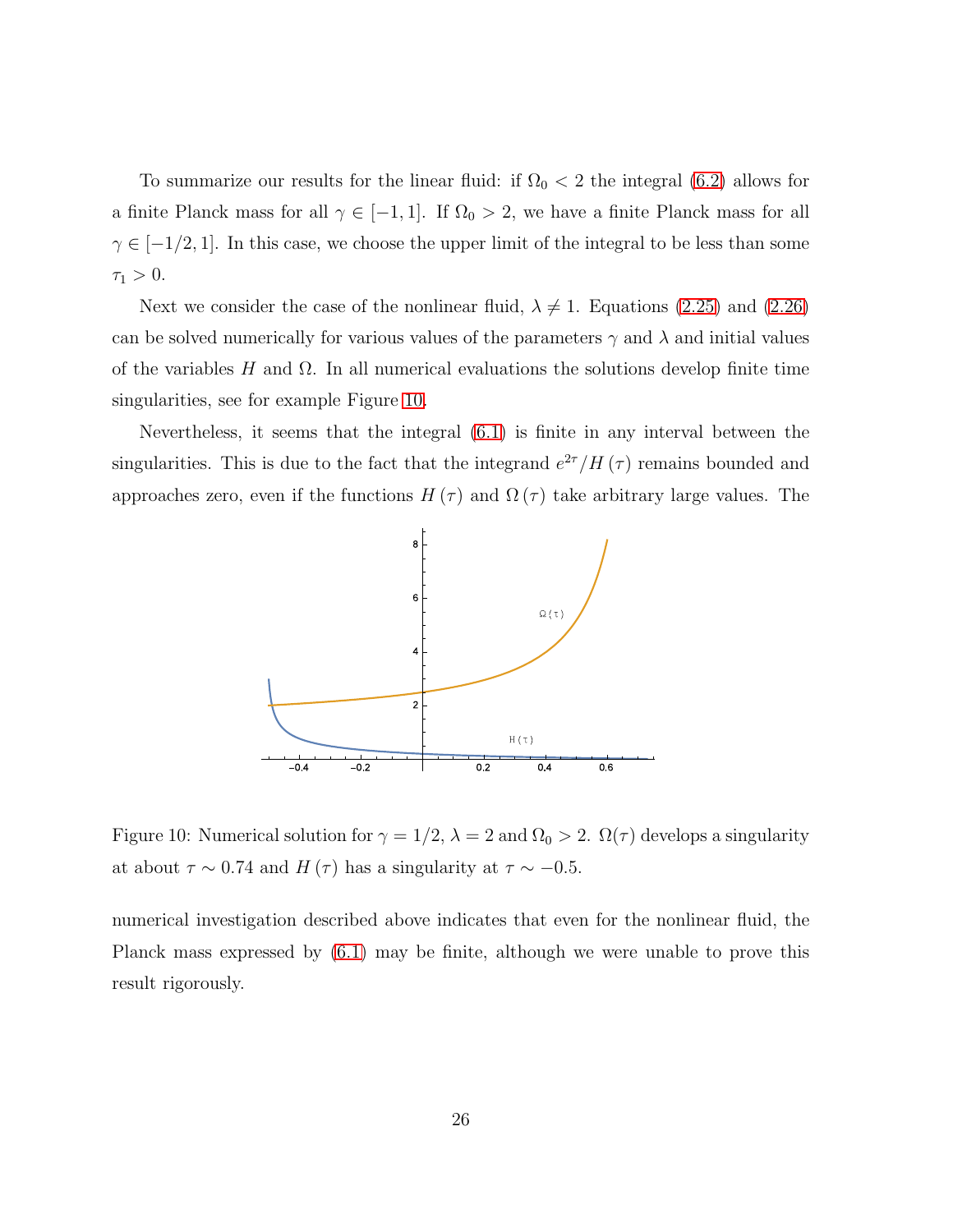To summarize our results for the linear fluid: if $\Omega_0 < 2$ the integral (6.2) allows for a finite Planck mass for all $\gamma \in [-1, 1]$. If $\Omega_0 > 2$, we have a finite Planck mass for all $\gamma \in [-1/2, 1]$. In this case, we choose the upper limit of the integral to be less than some $\tau_1 > 0$.

Next we consider the case of the nonlinear fluid, $\lambda \neq 1$. Equations (2.25) and (2.26) can be solved numerically for various values of the parameters $\gamma$ and $\lambda$ and initial values of the variables $H$ and $\Omega$. In all numerical evaluations the solutions develop finite time singularities, see for example Figure 10.

Nevertheless, it seems that the integral (6.1) is finite in any interval between the singularities. This is due to the fact that the integrand $e^{2\tau}/H(\tau)$ remains bounded and approaches zero, even if the functions $H(\tau)$ and $\Omega(\tau)$ take arbitrary large values. The

Figure 10: Numerical solution for $\gamma = 1/2$, $\lambda = 2$ and $\Omega_0 > 2$. $\Omega(\tau)$ develops a singularity at about $\tau \sim 0.74$ and $H(\tau)$ has a singularity at $\tau \sim -0.5$.

numerical investigation described above indicates that even for the nonlinear fluid, the Planck mass expressed by (6.1) may be finite, although we were unable to prove this result rigorously.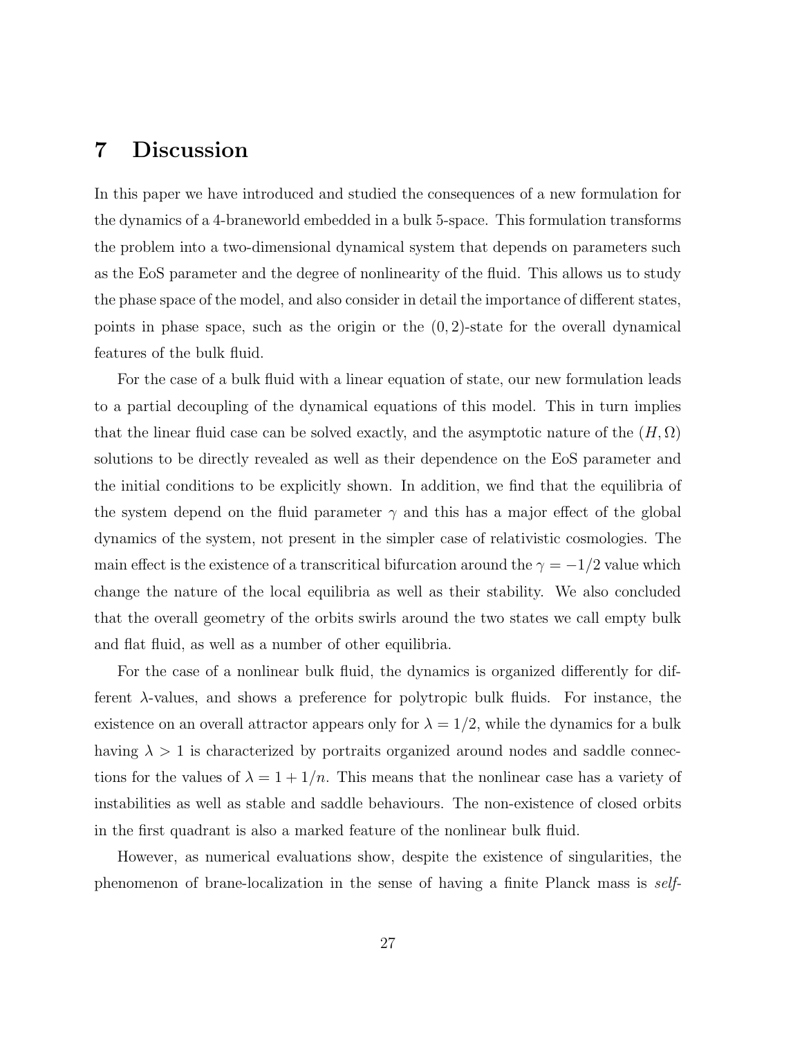# 7 Discussion

In this paper we have introduced and studied the consequences of a new formulation for the dynamics of a 4-braneworld embedded in a bulk 5-space. This formulation transforms the problem into a two-dimensional dynamical system that depends on parameters such as the EoS parameter and the degree of nonlinearity of the fluid. This allows us to study the phase space of the model, and also consider in detail the importance of different states, points in phase space, such as the origin or the $(0, 2)$-state for the overall dynamical features of the bulk fluid.

For the case of a bulk fluid with a linear equation of state, our new formulation leads to a partial decoupling of the dynamical equations of this model. This in turn implies that the linear fluid case can be solved exactly, and the asymptotic nature of the $(H, \Omega)$ solutions to be directly revealed as well as their dependence on the EoS parameter and the initial conditions to be explicitly shown. In addition, we find that the equilibria of the system depend on the fluid parameter $\gamma$ and this has a major effect of the global dynamics of the system, not present in the simpler case of relativistic cosmologies. The main effect is the existence of a transcritical bifurcation around the $\gamma = -1/2$ value which change the nature of the local equilibria as well as their stability. We also concluded that the overall geometry of the orbits swirls around the two states we call empty bulk and flat fluid, as well as a number of other equilibria.

For the case of a nonlinear bulk fluid, the dynamics is organized differently for different $\lambda$-values, and shows a preference for polytropic bulk fluids. For instance, the existence on an overall attractor appears only for $\lambda = 1/2$, while the dynamics for a bulk having $\lambda > 1$ is characterized by portraits organized around nodes and saddle connections for the values of $\lambda = 1 + 1/n$. This means that the nonlinear case has a variety of instabilities as well as stable and saddle behaviours. The non-existence of closed orbits in the first quadrant is also a marked feature of the nonlinear bulk fluid.

However, as numerical evaluations show, despite the existence of singularities, the phenomenon of brane-localization in the sense of having a finite Planck mass is *self-*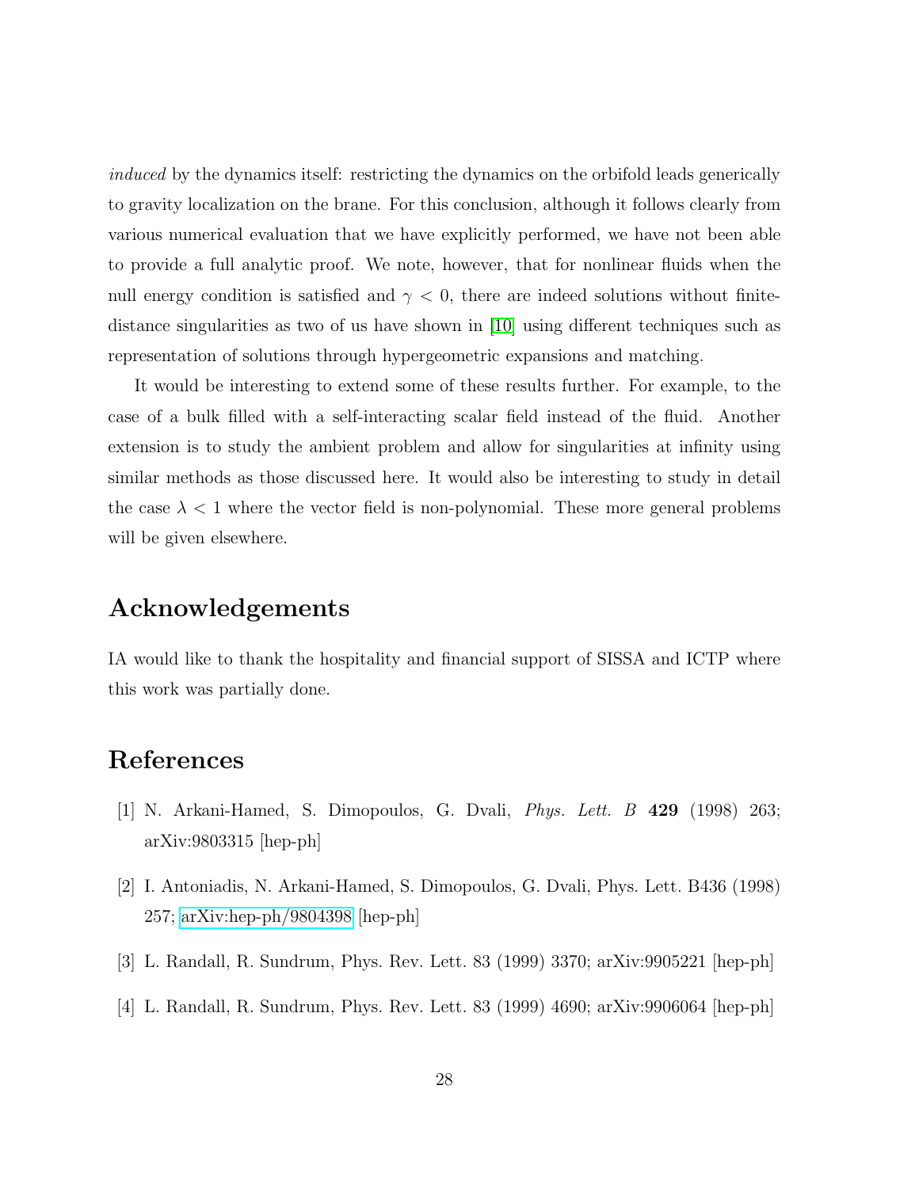*induced* by the dynamics itself: restricting the dynamics on the orbifold leads generically to gravity localization on the brane. For this conclusion, although it follows clearly from various numerical evaluation that we have explicitly performed, we have not been able to provide a full analytic proof. We note, however, that for nonlinear fluids when the null energy condition is satisfied and $\gamma < 0$, there are indeed solutions without finite-distance singularities as two of us have shown in [10] using different techniques such as representation of solutions through hypergeometric expansions and matching.

It would be interesting to extend some of these results further. For example, to the case of a bulk filled with a self-interacting scalar field instead of the fluid. Another extension is to study the ambient problem and allow for singularities at infinity using similar methods as those discussed here. It would also be interesting to study in detail the case $\lambda < 1$ where the vector field is non-polynomial. These more general problems will be given elsewhere.

## Acknowledgements

IA would like to thank the hospitality and financial support of SISSA and ICTP where this work was partially done.

## References

[1] N. Arkani-Hamed, S. Dimopoulos, G. Dvali, *Phys. Lett. B* **429** (1998) 263; arXiv:9803315 [hep-ph]

[2] I. Antoniadis, N. Arkani-Hamed, S. Dimopoulos, G. Dvali, Phys. Lett. B436 (1998) 257; arXiv:hep-ph/9804398 [hep-ph]

[3] L. Randall, R. Sundrum, Phys. Rev. Lett. 83 (1999) 3370; arXiv:9905221 [hep-ph]

[4] L. Randall, R. Sundrum, Phys. Rev. Lett. 83 (1999) 4690; arXiv:9906064 [hep-ph]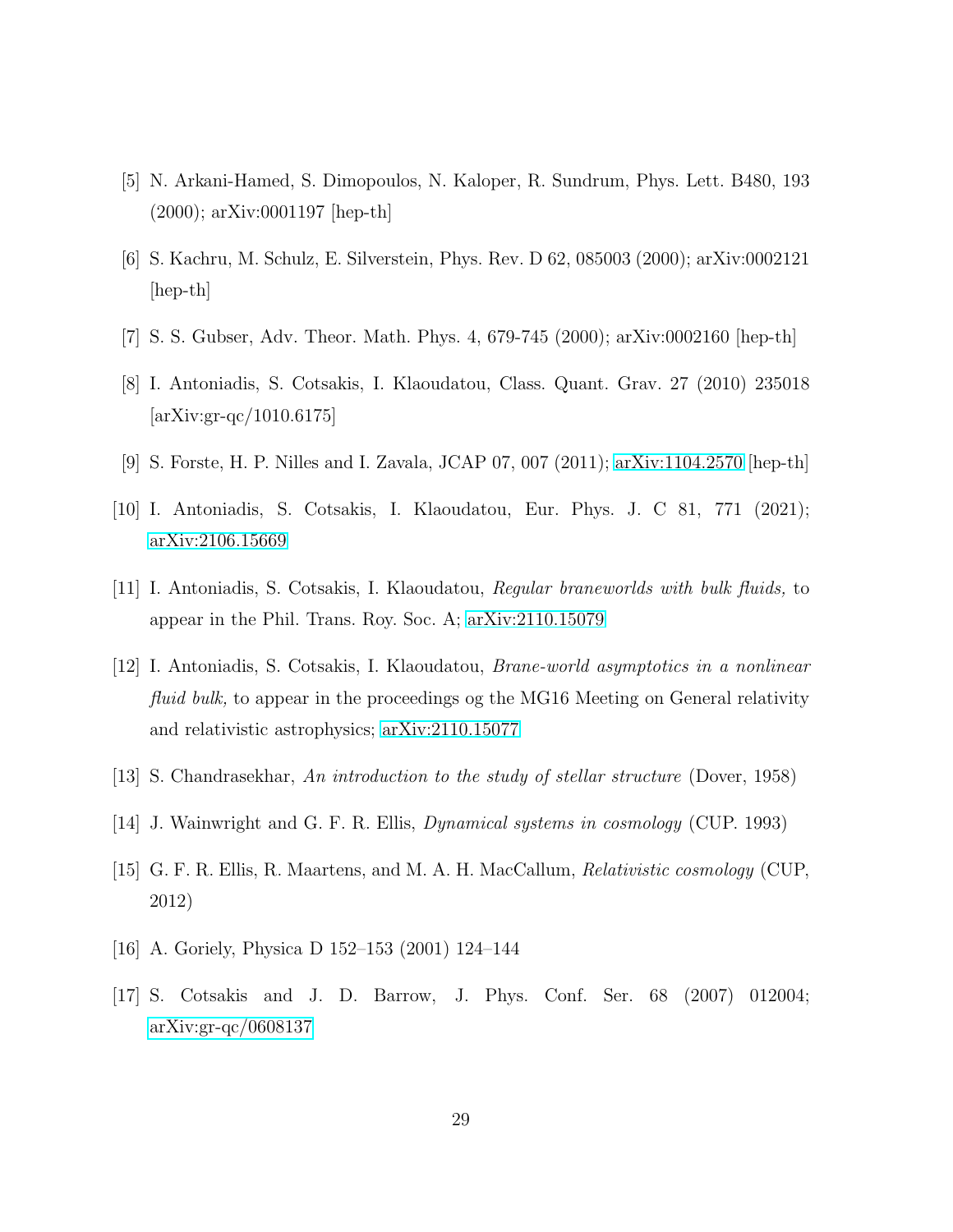[5] N. Arkani-Hamed, S. Dimopoulos, N. Kaloper, R. Sundrum, Phys. Lett. B480, 193 (2000); arXiv:0001197 [hep-th]

[6] S. Kachru, M. Schulz, E. Silverstein, Phys. Rev. D 62, 085003 (2000); arXiv:0002121 [hep-th]

[7] S. S. Gubser, Adv. Theor. Math. Phys. 4, 679-745 (2000); arXiv:0002160 [hep-th]

[8] I. Antoniadis, S. Cotsakis, I. Klaoudatou, Class. Quant. Grav. 27 (2010) 235018 [arXiv:gr-qc/1010.6175]

[9] S. Forste, H. P. Nilles and I. Zavala, JCAP 07, 007 (2011); arXiv:1104.2570 [hep-th]

[10] I. Antoniadis, S. Cotsakis, I. Klaoudatou, Eur. Phys. J. C 81, 771 (2021); arXiv:2106.15669

[11] I. Antoniadis, S. Cotsakis, I. Klaoudatou, *Regular braneworlds with bulk fluids,* to appear in the Phil. Trans. Roy. Soc. A; arXiv:2110.15079

[12] I. Antoniadis, S. Cotsakis, I. Klaoudatou, *Brane-world asymptotics in a nonlinear fluid bulk,* to appear in the proceedings og the MG16 Meeting on General relativity and relativistic astrophysics; arXiv:2110.15077

[13] S. Chandrasekhar, *An introduction to the study of stellar structure* (Dover, 1958)

[14] J. Wainwright and G. F. R. Ellis, *Dynamical systems in cosmology* (CUP. 1993)

[15] G. F. R. Ellis, R. Maartens, and M. A. H. MacCallum, *Relativistic cosmology* (CUP, 2012)

[16] A. Goriely, Physica D 152–153 (2001) 124–144

[17] S. Cotsakis and J. D. Barrow, J. Phys. Conf. Ser. 68 (2007) 012004; arXiv:gr-qc/0608137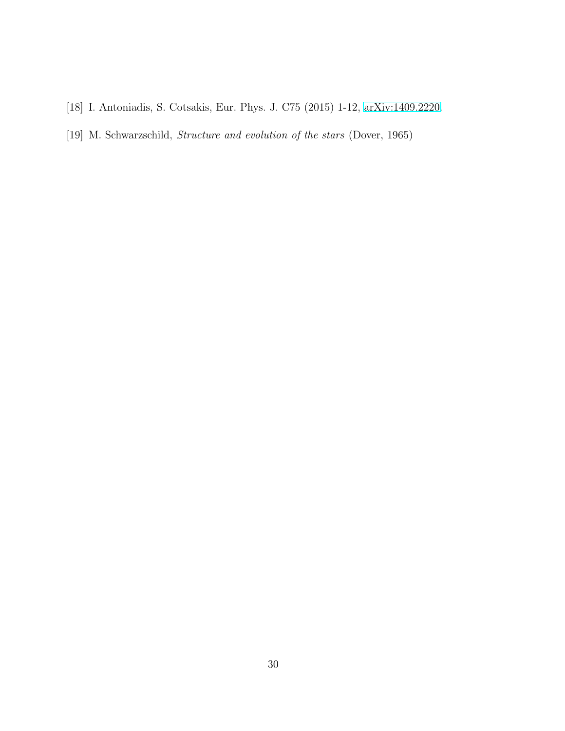[18] I. Antoniadis, S. Cotsakis, Eur. Phys. J. C75 (2015) 1-12, arXiv:1409.2220.

[19] M. Schwarzschild, *Structure and evolution of the stars* (Dover, 1965)